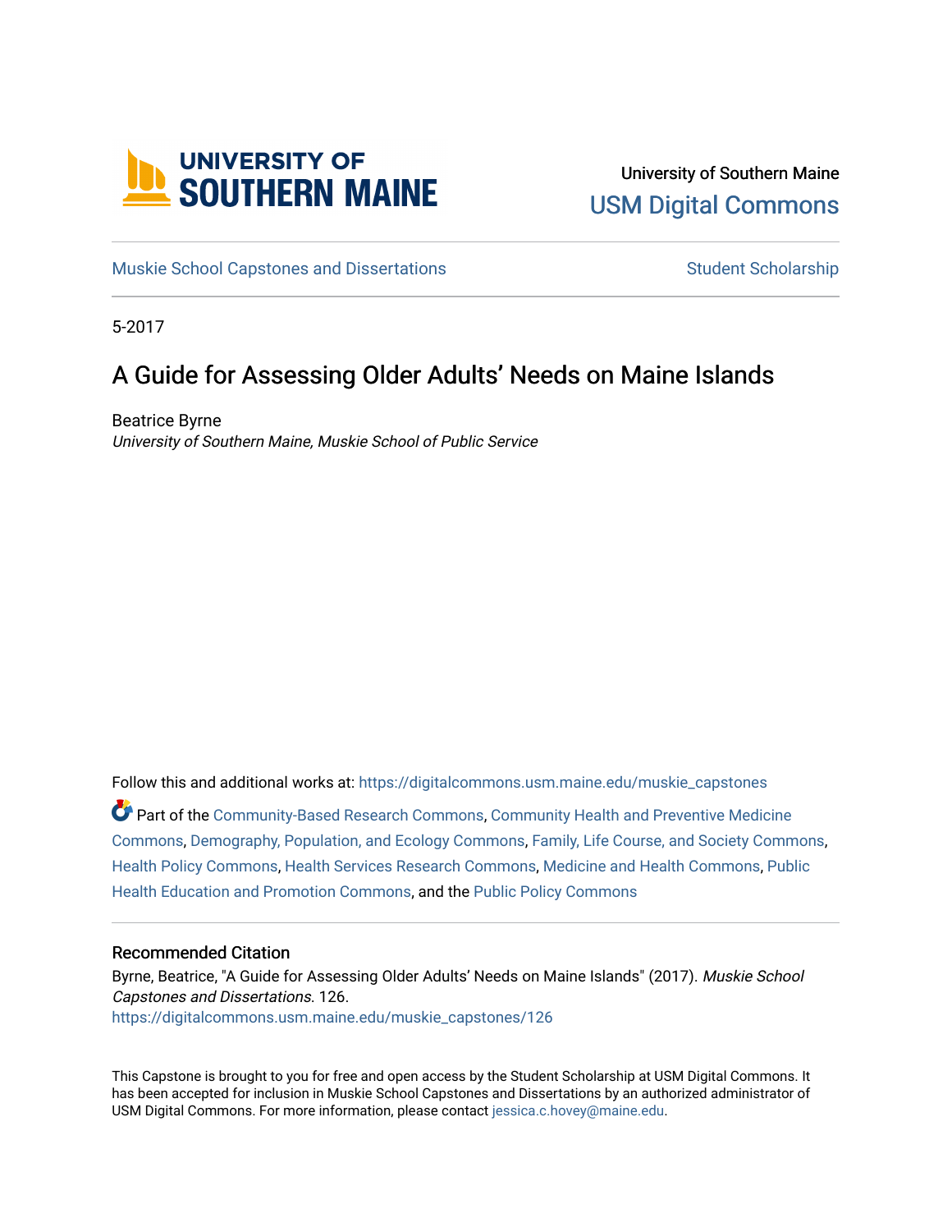University of Southern Maine

USM Digital Commons

Muskie School Capstones and Dissertations

Student Scholarship

5-2017

# A Guide for Assessing Older Adults' Needs on Maine Islands

Beatrice Byrne

*University of Southern Maine, Muskie School of Public Service*

Follow this and additional works at: https://digitalcommons.usm.maine.edu/muskie_capstones

Part of the Community-Based Research Commons, Community Health and Preventive Medicine Commons, Demography, Population, and Ecology Commons, Family, Life Course, and Society Commons, Health Policy Commons, Health Services Research Commons, Medicine and Health Commons, Public Health Education and Promotion Commons, and the Public Policy Commons

## Recommended Citation

Byrne, Beatrice, "A Guide for Assessing Older Adults' Needs on Maine Islands" (2017). *Muskie School Capstones and Dissertations*. 126.

https://digitalcommons.usm.maine.edu/muskie_capstones/126

This Capstone is brought to you for free and open access by the Student Scholarship at USM Digital Commons. It has been accepted for inclusion in Muskie School Capstones and Dissertations by an authorized administrator of USM Digital Commons. For more information, please contact jessica.c.hovey@maine.edu.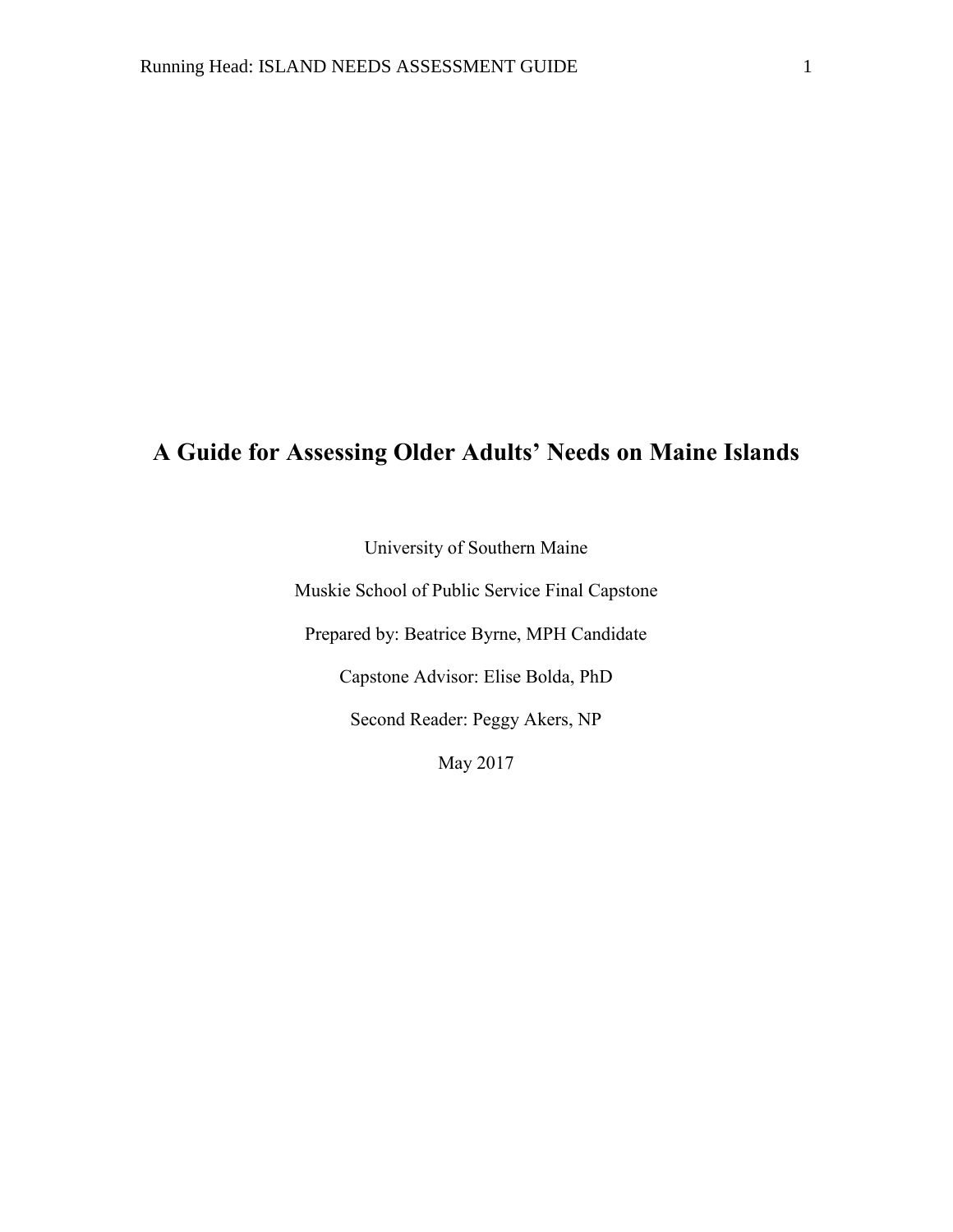# A Guide for Assessing Older Adults' Needs on Maine Islands

University of Southern Maine

Muskie School of Public Service Final Capstone

Prepared by: Beatrice Byrne, MPH Candidate

Capstone Advisor: Elise Bolda, PhD

Second Reader: Peggy Akers, NP

May 2017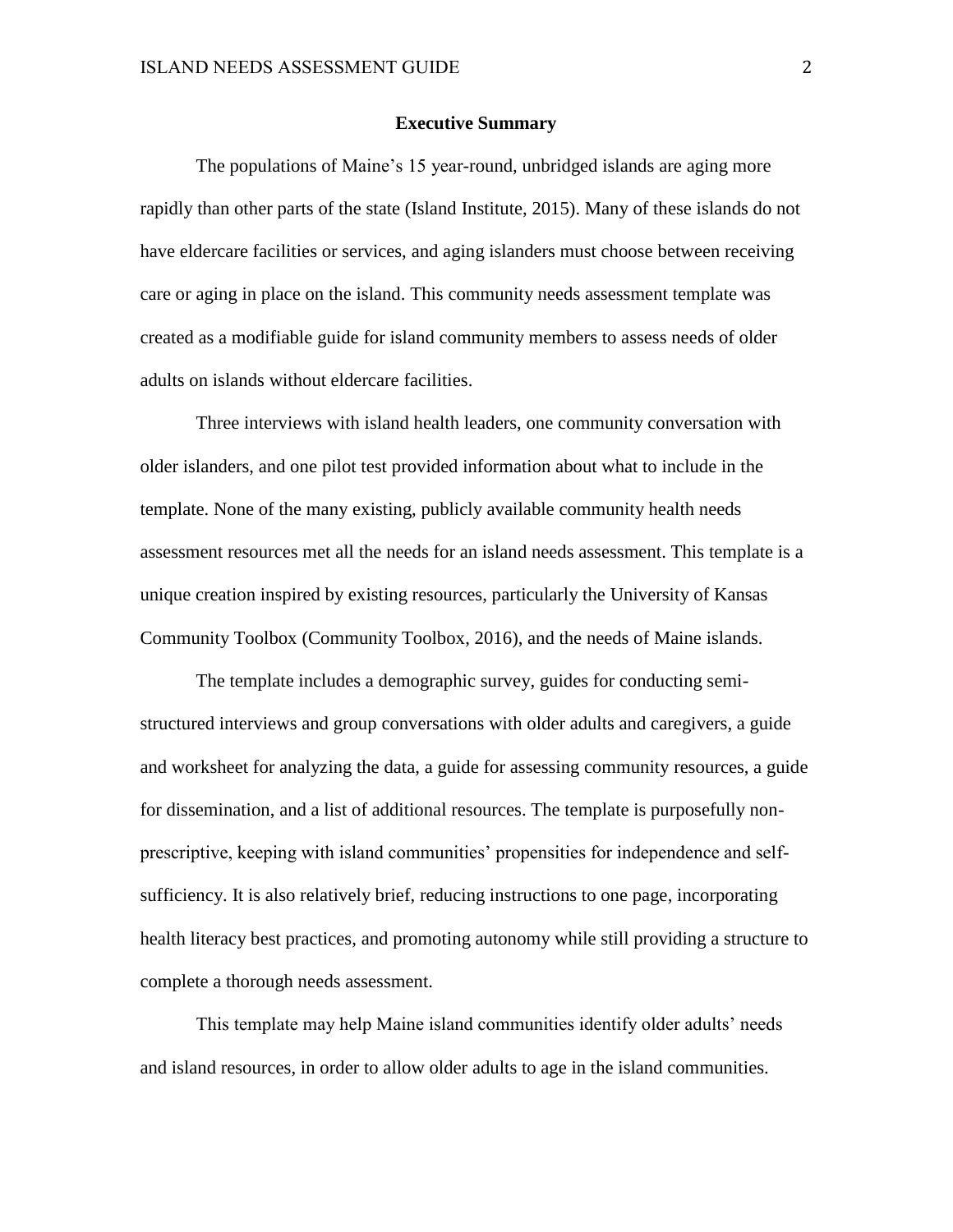## Executive Summary

The populations of Maine's 15 year-round, unbridged islands are aging more rapidly than other parts of the state (Island Institute, 2015). Many of these islands do not have eldercare facilities or services, and aging islanders must choose between receiving care or aging in place on the island. This community needs assessment template was created as a modifiable guide for island community members to assess needs of older adults on islands without eldercare facilities.

Three interviews with island health leaders, one community conversation with older islanders, and one pilot test provided information about what to include in the template. None of the many existing, publicly available community health needs assessment resources met all the needs for an island needs assessment. This template is a unique creation inspired by existing resources, particularly the University of Kansas Community Toolbox (Community Toolbox, 2016), and the needs of Maine islands.

The template includes a demographic survey, guides for conducting semi-structured interviews and group conversations with older adults and caregivers, a guide and worksheet for analyzing the data, a guide for assessing community resources, a guide for dissemination, and a list of additional resources. The template is purposefully non-prescriptive, keeping with island communities' propensities for independence and self-sufficiency. It is also relatively brief, reducing instructions to one page, incorporating health literacy best practices, and promoting autonomy while still providing a structure to complete a thorough needs assessment.

This template may help Maine island communities identify older adults' needs and island resources, in order to allow older adults to age in the island communities.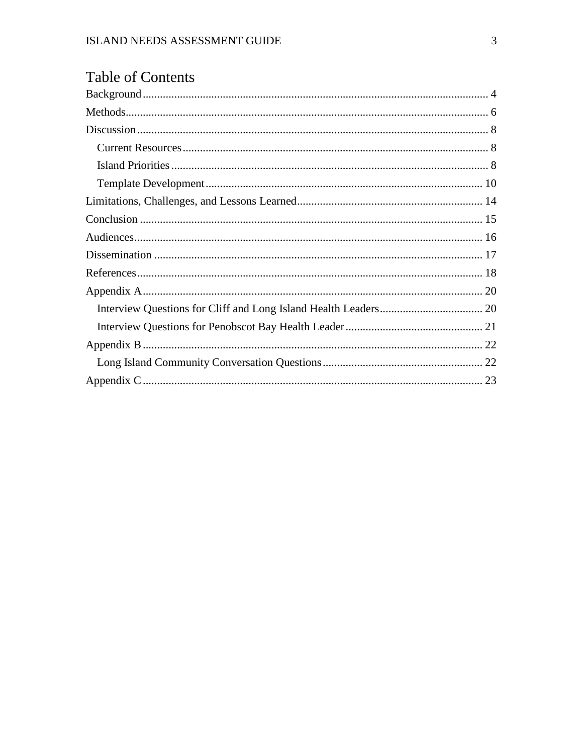# Table of Contents

Background ........................................................................................................................ 4

Methods.............................................................................................................................. 6

Discussion .......................................................................................................................... 8

Current Resources .......................................................................................................... 8

Island Priorities .............................................................................................................. 8

Template Development ................................................................................................. 10

Limitations, Challenges, and Lessons Learned................................................................. 14

Conclusion ....................................................................................................................... 15

Audiences......................................................................................................................... 16

Dissemination .................................................................................................................. 17

References........................................................................................................................ 18

Appendix A ...................................................................................................................... 20

Interview Questions for Cliff and Long Island Health Leaders.................................... 20

Interview Questions for Penobscot Bay Health Leader ................................................ 21

Appendix B ...................................................................................................................... 22

Long Island Community Conversation Questions ........................................................ 22

Appendix C ...................................................................................................................... 23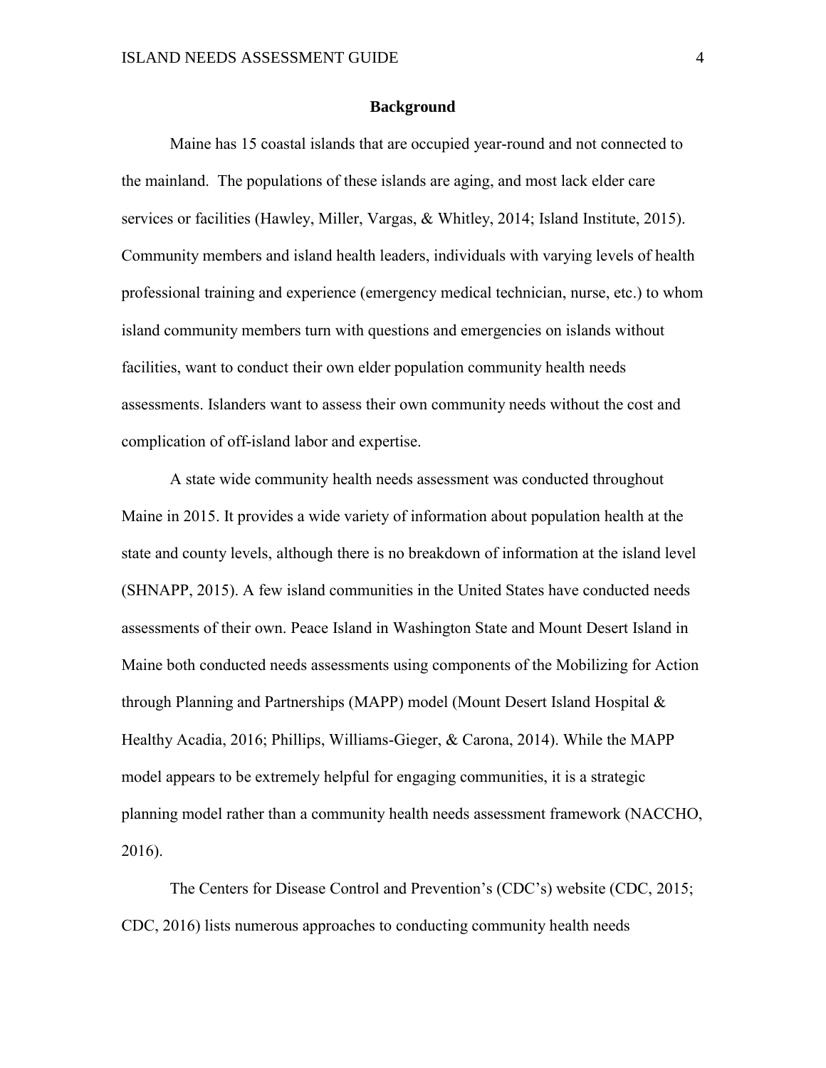## Background

Maine has 15 coastal islands that are occupied year-round and not connected to the mainland. The populations of these islands are aging, and most lack elder care services or facilities (Hawley, Miller, Vargas, & Whitley, 2014; Island Institute, 2015). Community members and island health leaders, individuals with varying levels of health professional training and experience (emergency medical technician, nurse, etc.) to whom island community members turn with questions and emergencies on islands without facilities, want to conduct their own elder population community health needs assessments. Islanders want to assess their own community needs without the cost and complication of off-island labor and expertise.

A state wide community health needs assessment was conducted throughout Maine in 2015. It provides a wide variety of information about population health at the state and county levels, although there is no breakdown of information at the island level (SHNAPP, 2015). A few island communities in the United States have conducted needs assessments of their own. Peace Island in Washington State and Mount Desert Island in Maine both conducted needs assessments using components of the Mobilizing for Action through Planning and Partnerships (MAPP) model (Mount Desert Island Hospital & Healthy Acadia, 2016; Phillips, Williams-Gieger, & Carona, 2014). While the MAPP model appears to be extremely helpful for engaging communities, it is a strategic planning model rather than a community health needs assessment framework (NACCHO, 2016).

The Centers for Disease Control and Prevention's (CDC's) website (CDC, 2015; CDC, 2016) lists numerous approaches to conducting community health needs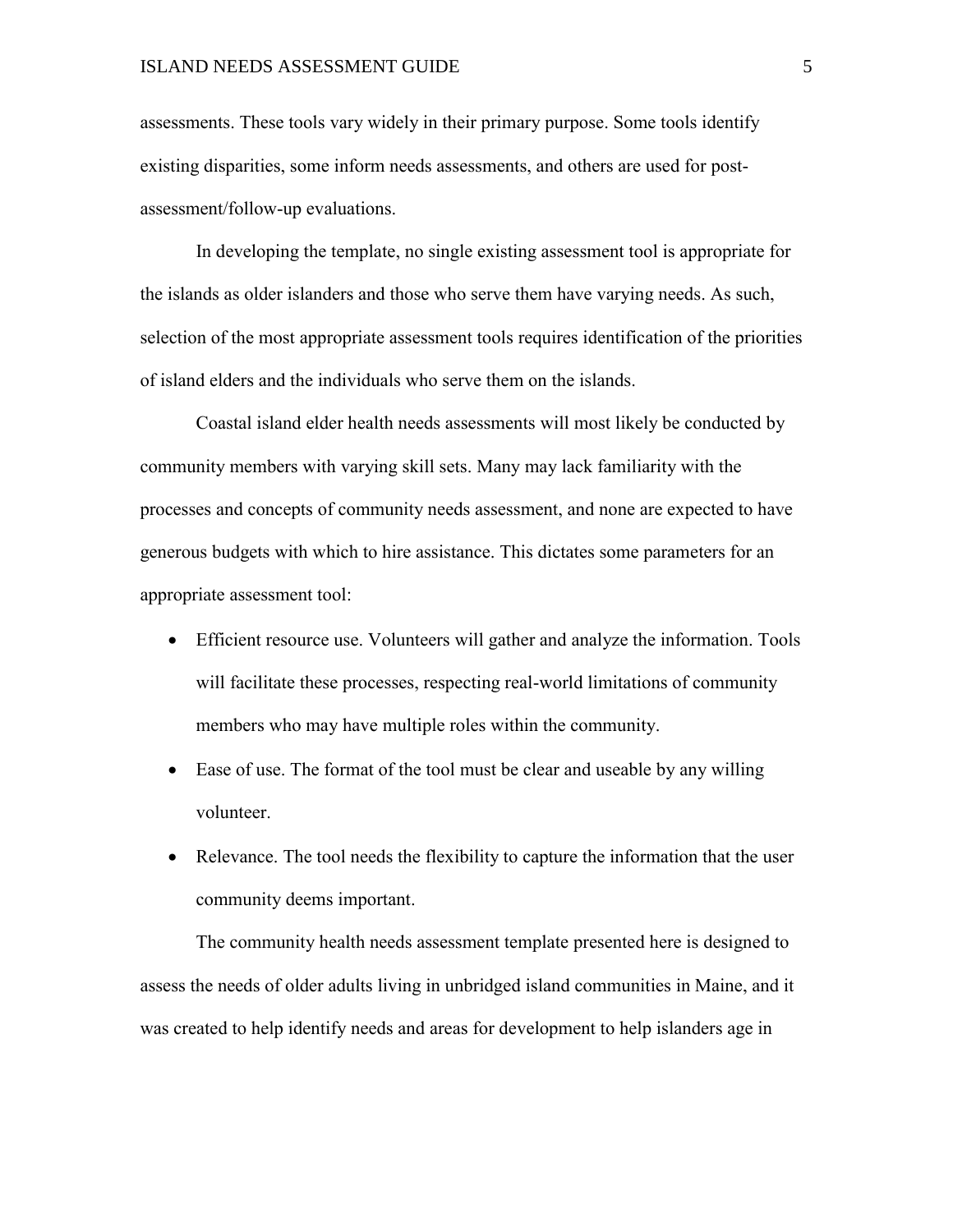assessments. These tools vary widely in their primary purpose. Some tools identify existing disparities, some inform needs assessments, and others are used for post-assessment/follow-up evaluations.

In developing the template, no single existing assessment tool is appropriate for the islands as older islanders and those who serve them have varying needs. As such, selection of the most appropriate assessment tools requires identification of the priorities of island elders and the individuals who serve them on the islands.

Coastal island elder health needs assessments will most likely be conducted by community members with varying skill sets. Many may lack familiarity with the processes and concepts of community needs assessment, and none are expected to have generous budgets with which to hire assistance. This dictates some parameters for an appropriate assessment tool:

- Efficient resource use. Volunteers will gather and analyze the information. Tools will facilitate these processes, respecting real-world limitations of community members who may have multiple roles within the community.
- Ease of use. The format of the tool must be clear and useable by any willing volunteer.
- Relevance. The tool needs the flexibility to capture the information that the user community deems important.

The community health needs assessment template presented here is designed to assess the needs of older adults living in unbridged island communities in Maine, and it was created to help identify needs and areas for development to help islanders age in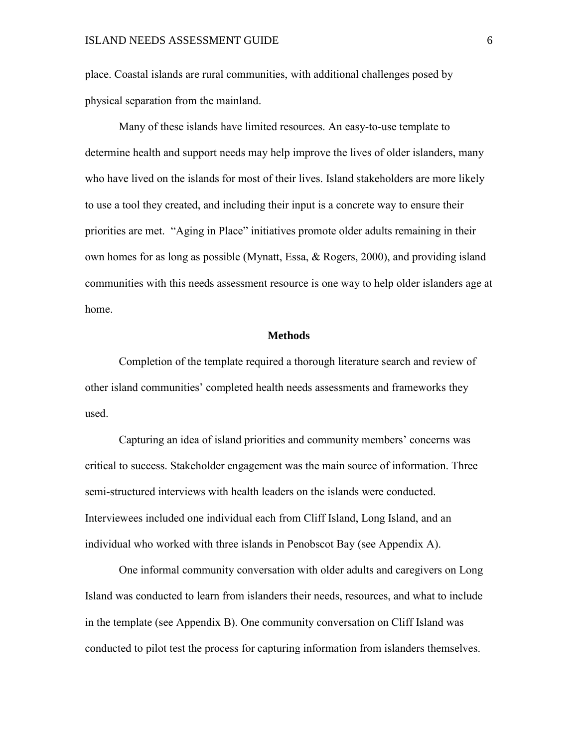place. Coastal islands are rural communities, with additional challenges posed by physical separation from the mainland.

Many of these islands have limited resources. An easy-to-use template to determine health and support needs may help improve the lives of older islanders, many who have lived on the islands for most of their lives. Island stakeholders are more likely to use a tool they created, and including their input is a concrete way to ensure their priorities are met. "Aging in Place" initiatives promote older adults remaining in their own homes for as long as possible (Mynatt, Essa, & Rogers, 2000), and providing island communities with this needs assessment resource is one way to help older islanders age at home.

## Methods

Completion of the template required a thorough literature search and review of other island communities' completed health needs assessments and frameworks they used.

Capturing an idea of island priorities and community members' concerns was critical to success. Stakeholder engagement was the main source of information. Three semi-structured interviews with health leaders on the islands were conducted. Interviewees included one individual each from Cliff Island, Long Island, and an individual who worked with three islands in Penobscot Bay (see Appendix A).

One informal community conversation with older adults and caregivers on Long Island was conducted to learn from islanders their needs, resources, and what to include in the template (see Appendix B). One community conversation on Cliff Island was conducted to pilot test the process for capturing information from islanders themselves.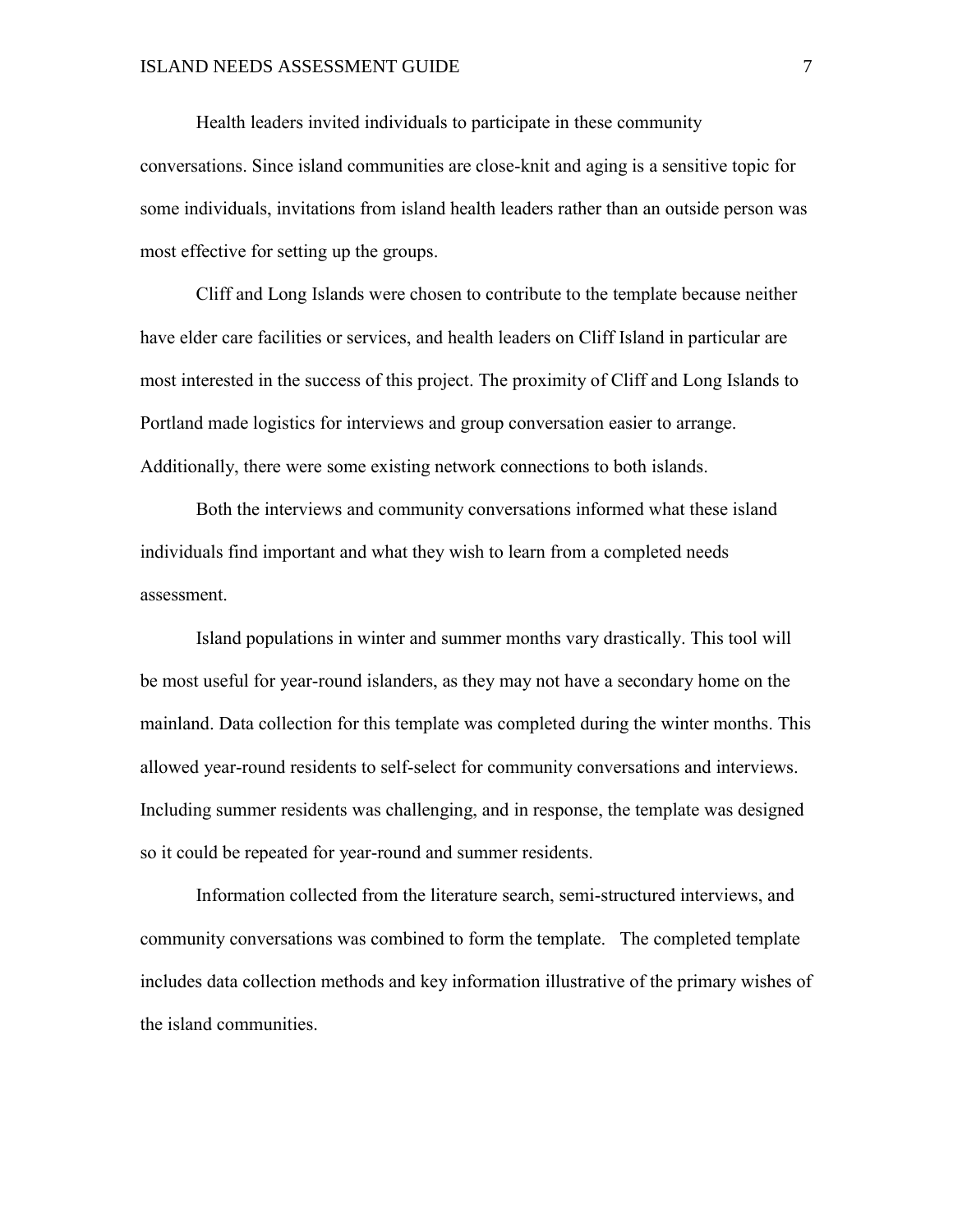Health leaders invited individuals to participate in these community conversations. Since island communities are close-knit and aging is a sensitive topic for some individuals, invitations from island health leaders rather than an outside person was most effective for setting up the groups.

Cliff and Long Islands were chosen to contribute to the template because neither have elder care facilities or services, and health leaders on Cliff Island in particular are most interested in the success of this project. The proximity of Cliff and Long Islands to Portland made logistics for interviews and group conversation easier to arrange. Additionally, there were some existing network connections to both islands.

Both the interviews and community conversations informed what these island individuals find important and what they wish to learn from a completed needs assessment.

Island populations in winter and summer months vary drastically. This tool will be most useful for year-round islanders, as they may not have a secondary home on the mainland. Data collection for this template was completed during the winter months. This allowed year-round residents to self-select for community conversations and interviews. Including summer residents was challenging, and in response, the template was designed so it could be repeated for year-round and summer residents.

Information collected from the literature search, semi-structured interviews, and community conversations was combined to form the template. The completed template includes data collection methods and key information illustrative of the primary wishes of the island communities.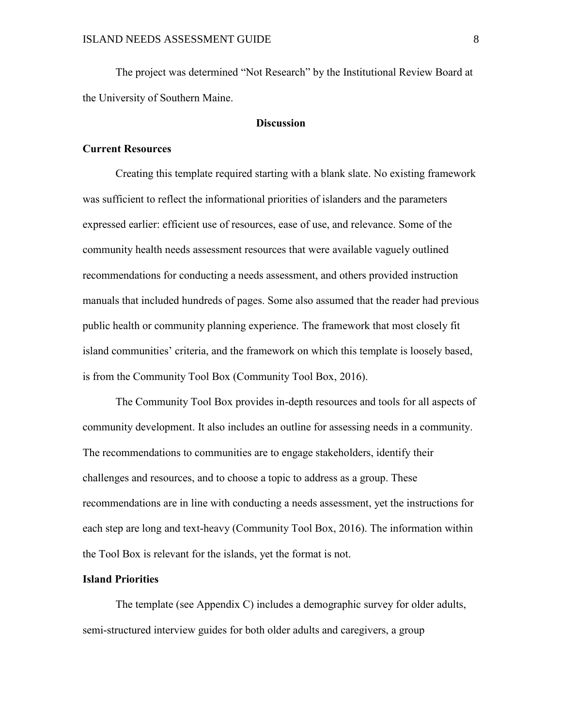The project was determined “Not Research” by the Institutional Review Board at the University of Southern Maine.

## Discussion

### Current Resources

Creating this template required starting with a blank slate. No existing framework was sufficient to reflect the informational priorities of islanders and the parameters expressed earlier: efficient use of resources, ease of use, and relevance. Some of the community health needs assessment resources that were available vaguely outlined recommendations for conducting a needs assessment, and others provided instruction manuals that included hundreds of pages. Some also assumed that the reader had previous public health or community planning experience. The framework that most closely fit island communities’ criteria, and the framework on which this template is loosely based, is from the Community Tool Box (Community Tool Box, 2016).

The Community Tool Box provides in-depth resources and tools for all aspects of community development. It also includes an outline for assessing needs in a community. The recommendations to communities are to engage stakeholders, identify their challenges and resources, and to choose a topic to address as a group. These recommendations are in line with conducting a needs assessment, yet the instructions for each step are long and text-heavy (Community Tool Box, 2016). The information within the Tool Box is relevant for the islands, yet the format is not.

### Island Priorities

The template (see Appendix C) includes a demographic survey for older adults, semi-structured interview guides for both older adults and caregivers, a group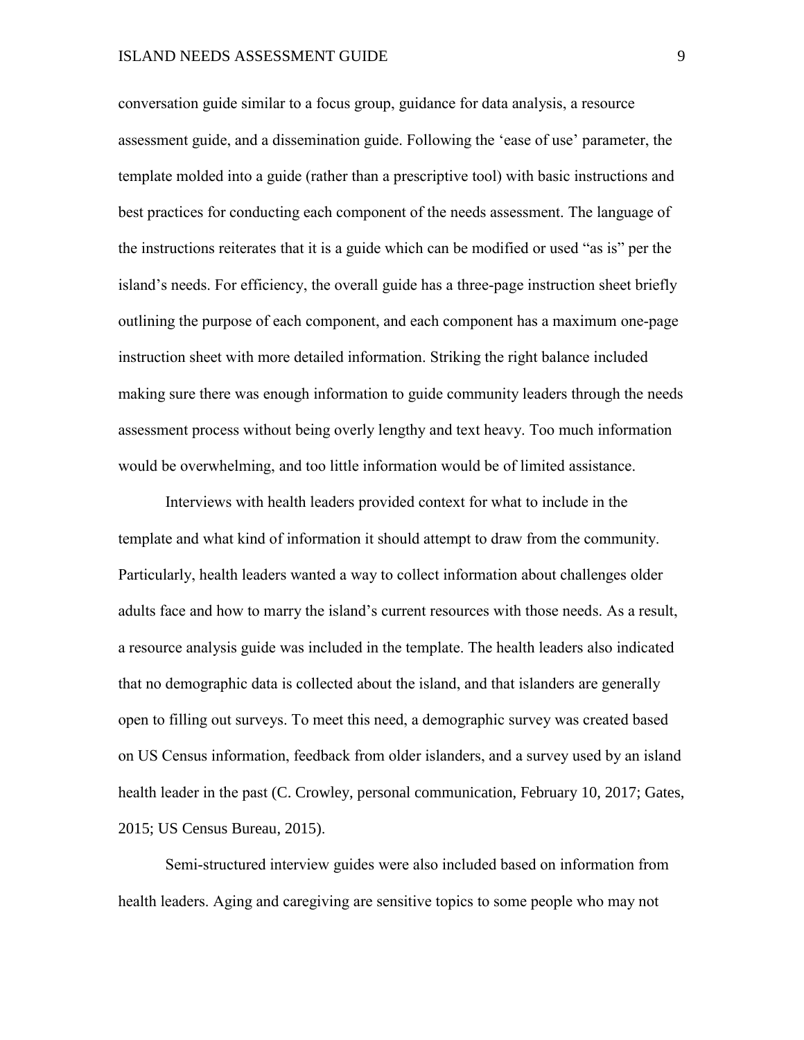conversation guide similar to a focus group, guidance for data analysis, a resource assessment guide, and a dissemination guide. Following the 'ease of use' parameter, the template molded into a guide (rather than a prescriptive tool) with basic instructions and best practices for conducting each component of the needs assessment. The language of the instructions reiterates that it is a guide which can be modified or used "as is" per the island's needs. For efficiency, the overall guide has a three-page instruction sheet briefly outlining the purpose of each component, and each component has a maximum one-page instruction sheet with more detailed information. Striking the right balance included making sure there was enough information to guide community leaders through the needs assessment process without being overly lengthy and text heavy. Too much information would be overwhelming, and too little information would be of limited assistance.

Interviews with health leaders provided context for what to include in the template and what kind of information it should attempt to draw from the community. Particularly, health leaders wanted a way to collect information about challenges older adults face and how to marry the island's current resources with those needs. As a result, a resource analysis guide was included in the template. The health leaders also indicated that no demographic data is collected about the island, and that islanders are generally open to filling out surveys. To meet this need, a demographic survey was created based on US Census information, feedback from older islanders, and a survey used by an island health leader in the past (C. Crowley, personal communication, February 10, 2017; Gates, 2015; US Census Bureau, 2015).

Semi-structured interview guides were also included based on information from health leaders. Aging and caregiving are sensitive topics to some people who may not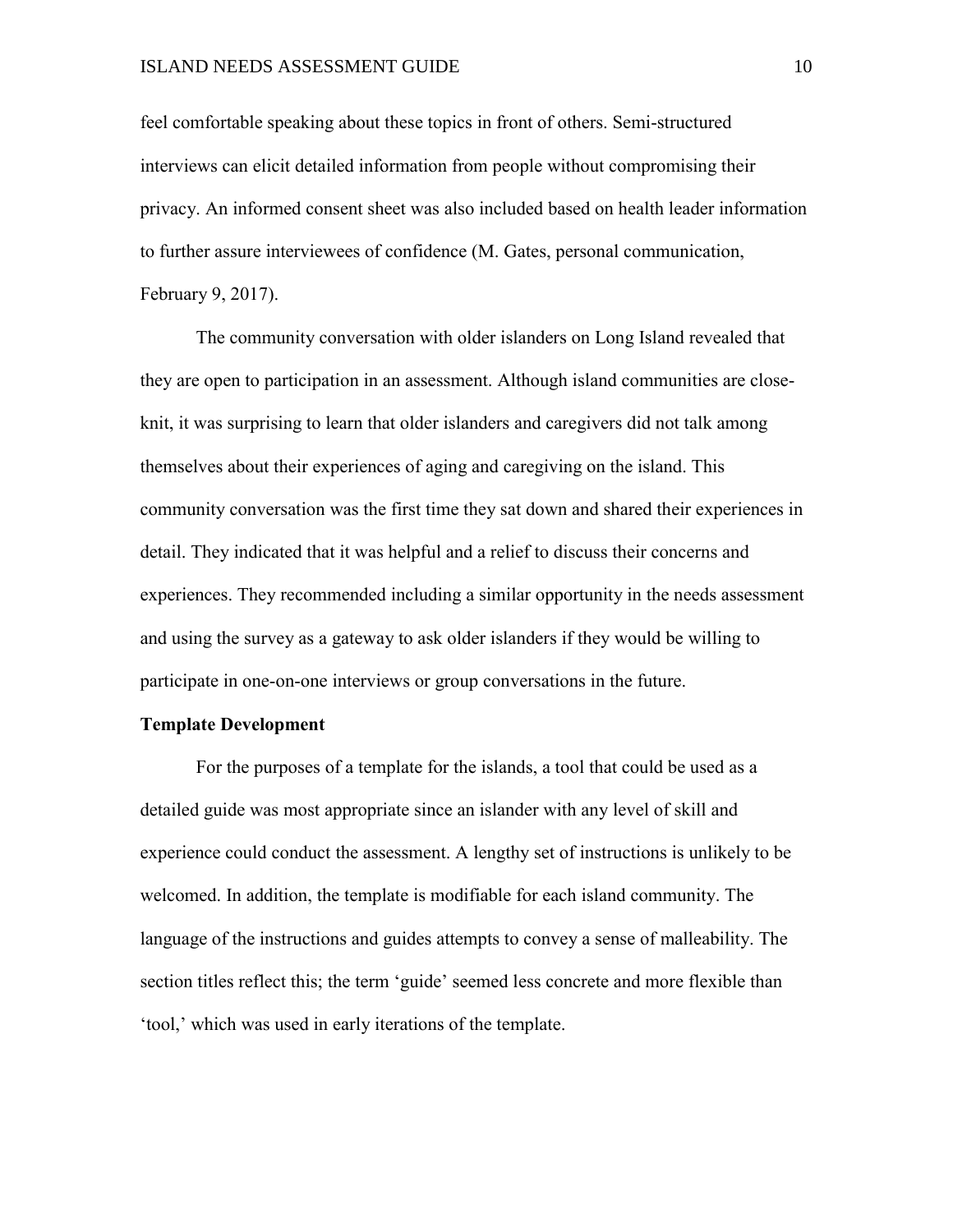feel comfortable speaking about these topics in front of others. Semi-structured interviews can elicit detailed information from people without compromising their privacy. An informed consent sheet was also included based on health leader information to further assure interviewees of confidence (M. Gates, personal communication, February 9, 2017).

The community conversation with older islanders on Long Island revealed that they are open to participation in an assessment. Although island communities are close-knit, it was surprising to learn that older islanders and caregivers did not talk among themselves about their experiences of aging and caregiving on the island. This community conversation was the first time they sat down and shared their experiences in detail. They indicated that it was helpful and a relief to discuss their concerns and experiences. They recommended including a similar opportunity in the needs assessment and using the survey as a gateway to ask older islanders if they would be willing to participate in one-on-one interviews or group conversations in the future.

**Template Development**

For the purposes of a template for the islands, a tool that could be used as a detailed guide was most appropriate since an islander with any level of skill and experience could conduct the assessment. A lengthy set of instructions is unlikely to be welcomed. In addition, the template is modifiable for each island community. The language of the instructions and guides attempts to convey a sense of malleability. The section titles reflect this; the term 'guide' seemed less concrete and more flexible than 'tool,' which was used in early iterations of the template.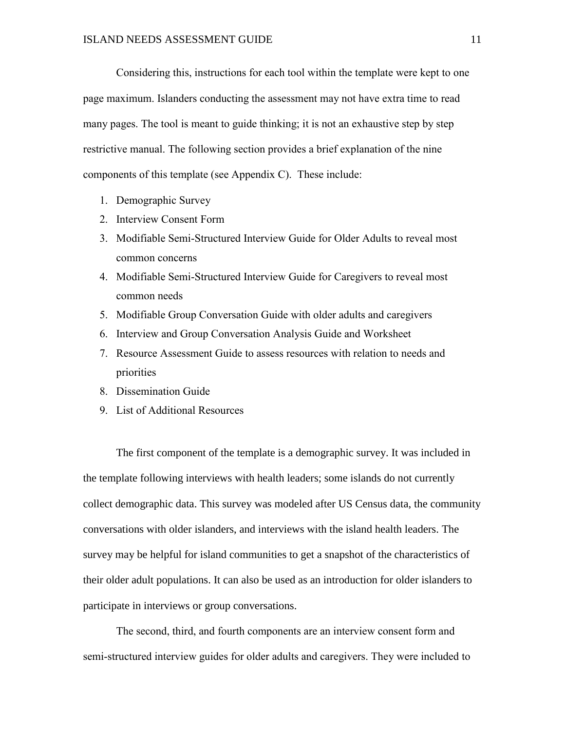Considering this, instructions for each tool within the template were kept to one page maximum. Islanders conducting the assessment may not have extra time to read many pages. The tool is meant to guide thinking; it is not an exhaustive step by step restrictive manual. The following section provides a brief explanation of the nine components of this template (see Appendix C). These include:

1. Demographic Survey
2. Interview Consent Form
3. Modifiable Semi-Structured Interview Guide for Older Adults to reveal most common concerns
4. Modifiable Semi-Structured Interview Guide for Caregivers to reveal most common needs
5. Modifiable Group Conversation Guide with older adults and caregivers
6. Interview and Group Conversation Analysis Guide and Worksheet
7. Resource Assessment Guide to assess resources with relation to needs and priorities
8. Dissemination Guide
9. List of Additional Resources

The first component of the template is a demographic survey. It was included in the template following interviews with health leaders; some islands do not currently collect demographic data. This survey was modeled after US Census data, the community conversations with older islanders, and interviews with the island health leaders. The survey may be helpful for island communities to get a snapshot of the characteristics of their older adult populations. It can also be used as an introduction for older islanders to participate in interviews or group conversations.

The second, third, and fourth components are an interview consent form and semi-structured interview guides for older adults and caregivers. They were included to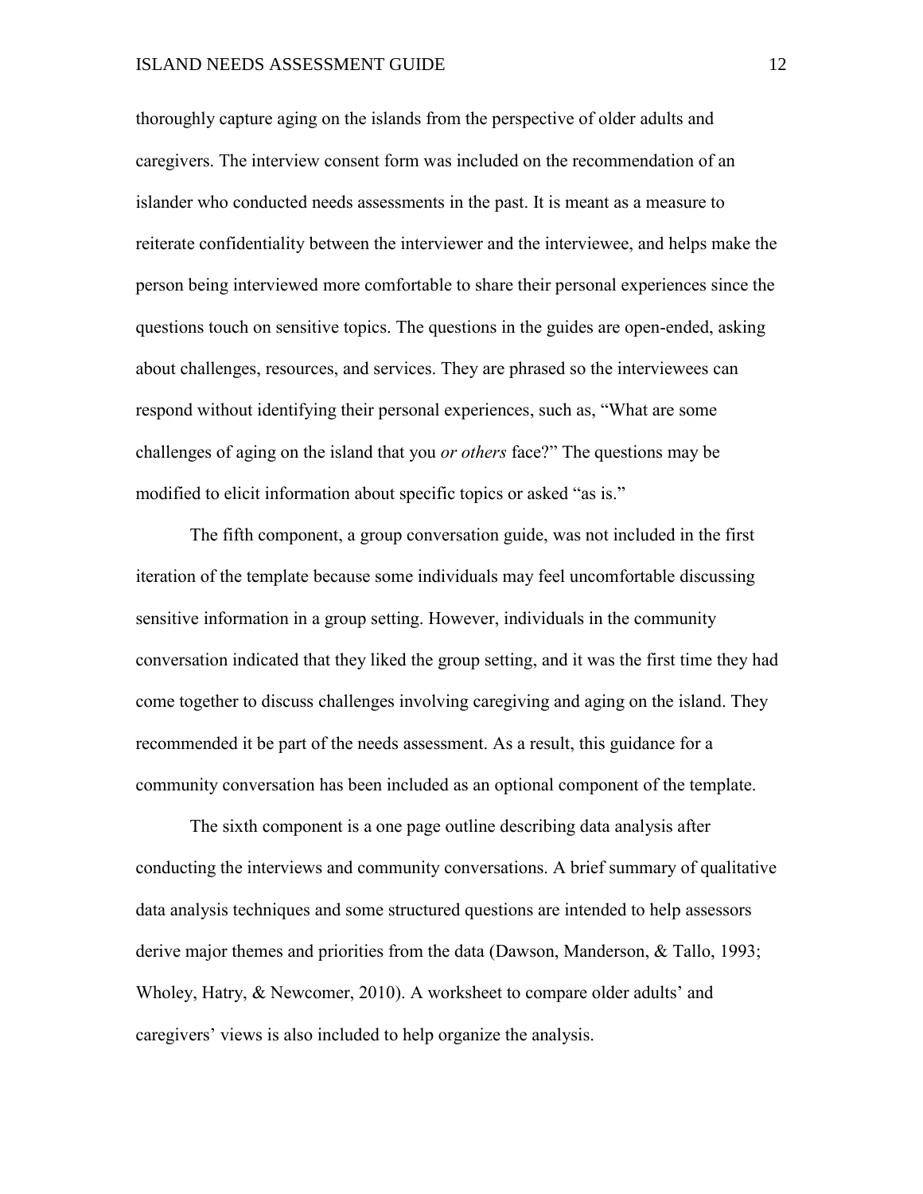thoroughly capture aging on the islands from the perspective of older adults and caregivers. The interview consent form was included on the recommendation of an islander who conducted needs assessments in the past. It is meant as a measure to reiterate confidentiality between the interviewer and the interviewee, and helps make the person being interviewed more comfortable to share their personal experiences since the questions touch on sensitive topics. The questions in the guides are open-ended, asking about challenges, resources, and services. They are phrased so the interviewees can respond without identifying their personal experiences, such as, "What are some challenges of aging on the island that you *or others* face?" The questions may be modified to elicit information about specific topics or asked "as is."

The fifth component, a group conversation guide, was not included in the first iteration of the template because some individuals may feel uncomfortable discussing sensitive information in a group setting. However, individuals in the community conversation indicated that they liked the group setting, and it was the first time they had come together to discuss challenges involving caregiving and aging on the island. They recommended it be part of the needs assessment. As a result, this guidance for a community conversation has been included as an optional component of the template.

The sixth component is a one page outline describing data analysis after conducting the interviews and community conversations. A brief summary of qualitative data analysis techniques and some structured questions are intended to help assessors derive major themes and priorities from the data (Dawson, Manderson, & Tallo, 1993; Wholey, Hatry, & Newcomer, 2010). A worksheet to compare older adults' and caregivers' views is also included to help organize the analysis.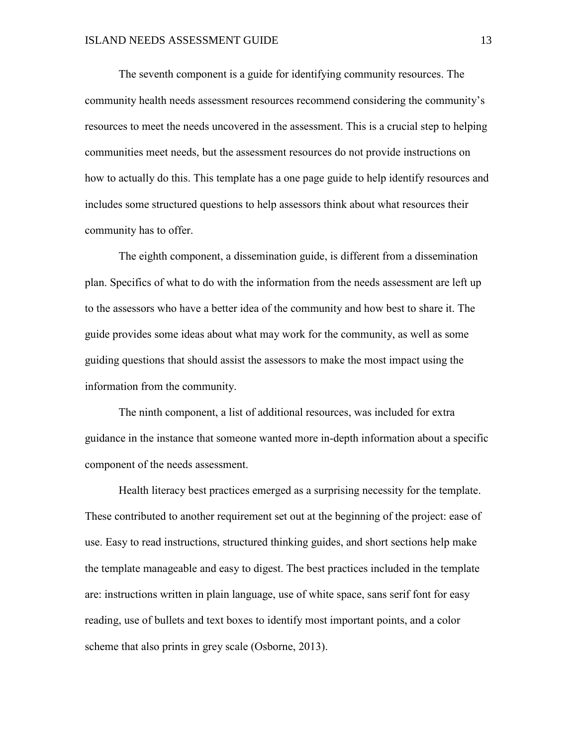The seventh component is a guide for identifying community resources. The community health needs assessment resources recommend considering the community's resources to meet the needs uncovered in the assessment. This is a crucial step to helping communities meet needs, but the assessment resources do not provide instructions on how to actually do this. This template has a one page guide to help identify resources and includes some structured questions to help assessors think about what resources their community has to offer.

The eighth component, a dissemination guide, is different from a dissemination plan. Specifics of what to do with the information from the needs assessment are left up to the assessors who have a better idea of the community and how best to share it. The guide provides some ideas about what may work for the community, as well as some guiding questions that should assist the assessors to make the most impact using the information from the community.

The ninth component, a list of additional resources, was included for extra guidance in the instance that someone wanted more in-depth information about a specific component of the needs assessment.

Health literacy best practices emerged as a surprising necessity for the template. These contributed to another requirement set out at the beginning of the project: ease of use. Easy to read instructions, structured thinking guides, and short sections help make the template manageable and easy to digest. The best practices included in the template are: instructions written in plain language, use of white space, sans serif font for easy reading, use of bullets and text boxes to identify most important points, and a color scheme that also prints in grey scale (Osborne, 2013).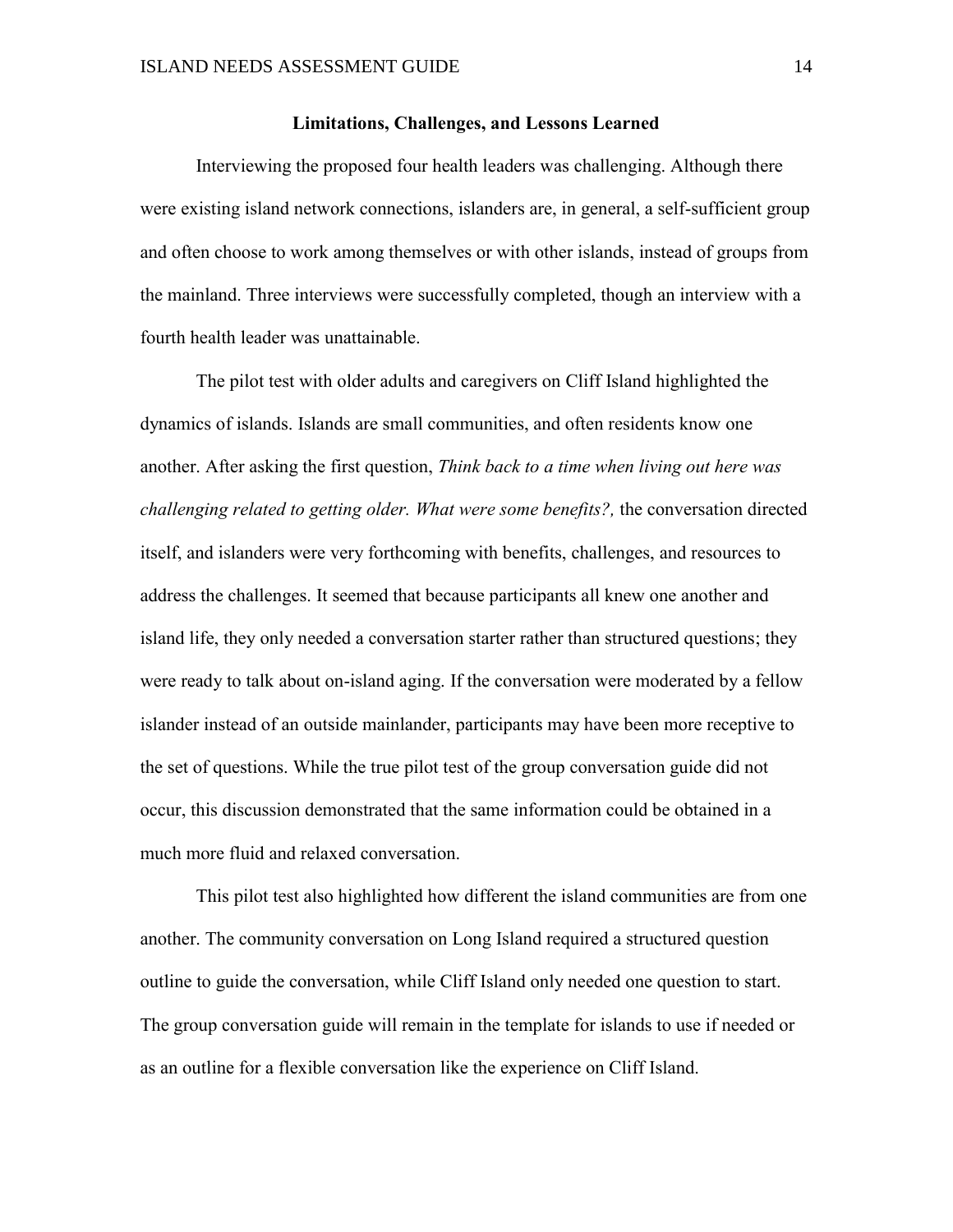## Limitations, Challenges, and Lessons Learned

Interviewing the proposed four health leaders was challenging. Although there were existing island network connections, islanders are, in general, a self-sufficient group and often choose to work among themselves or with other islands, instead of groups from the mainland. Three interviews were successfully completed, though an interview with a fourth health leader was unattainable.

The pilot test with older adults and caregivers on Cliff Island highlighted the dynamics of islands. Islands are small communities, and often residents know one another. After asking the first question, *Think back to a time when living out here was challenging related to getting older. What were some benefits?,* the conversation directed itself, and islanders were very forthcoming with benefits, challenges, and resources to address the challenges. It seemed that because participants all knew one another and island life, they only needed a conversation starter rather than structured questions; they were ready to talk about on-island aging. If the conversation were moderated by a fellow islander instead of an outside mainlander, participants may have been more receptive to the set of questions. While the true pilot test of the group conversation guide did not occur, this discussion demonstrated that the same information could be obtained in a much more fluid and relaxed conversation.

This pilot test also highlighted how different the island communities are from one another. The community conversation on Long Island required a structured question outline to guide the conversation, while Cliff Island only needed one question to start. The group conversation guide will remain in the template for islands to use if needed or as an outline for a flexible conversation like the experience on Cliff Island.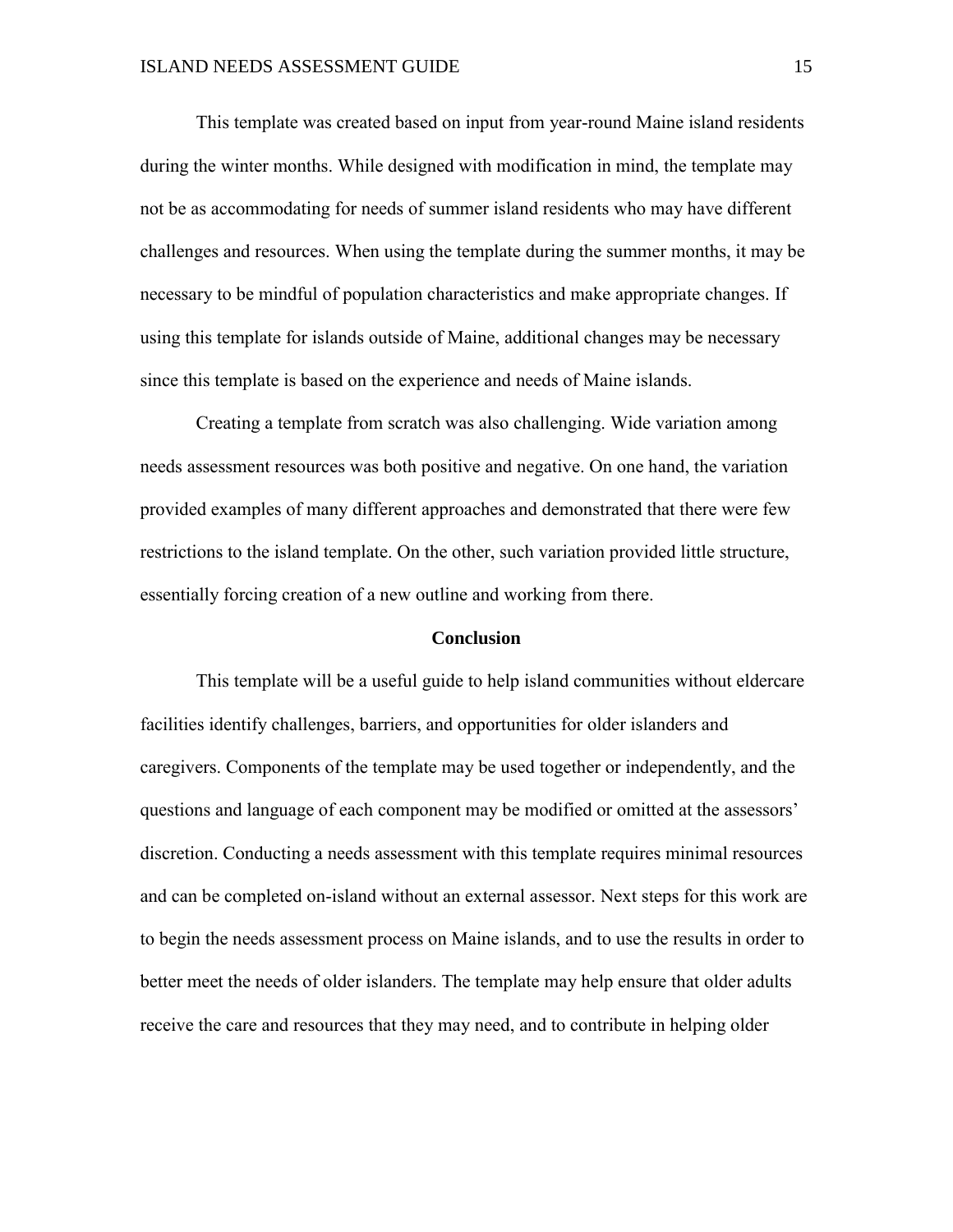This template was created based on input from year-round Maine island residents during the winter months. While designed with modification in mind, the template may not be as accommodating for needs of summer island residents who may have different challenges and resources. When using the template during the summer months, it may be necessary to be mindful of population characteristics and make appropriate changes. If using this template for islands outside of Maine, additional changes may be necessary since this template is based on the experience and needs of Maine islands.

Creating a template from scratch was also challenging. Wide variation among needs assessment resources was both positive and negative. On one hand, the variation provided examples of many different approaches and demonstrated that there were few restrictions to the island template. On the other, such variation provided little structure, essentially forcing creation of a new outline and working from there.

## Conclusion

This template will be a useful guide to help island communities without eldercare facilities identify challenges, barriers, and opportunities for older islanders and caregivers. Components of the template may be used together or independently, and the questions and language of each component may be modified or omitted at the assessors' discretion. Conducting a needs assessment with this template requires minimal resources and can be completed on-island without an external assessor. Next steps for this work are to begin the needs assessment process on Maine islands, and to use the results in order to better meet the needs of older islanders. The template may help ensure that older adults receive the care and resources that they may need, and to contribute in helping older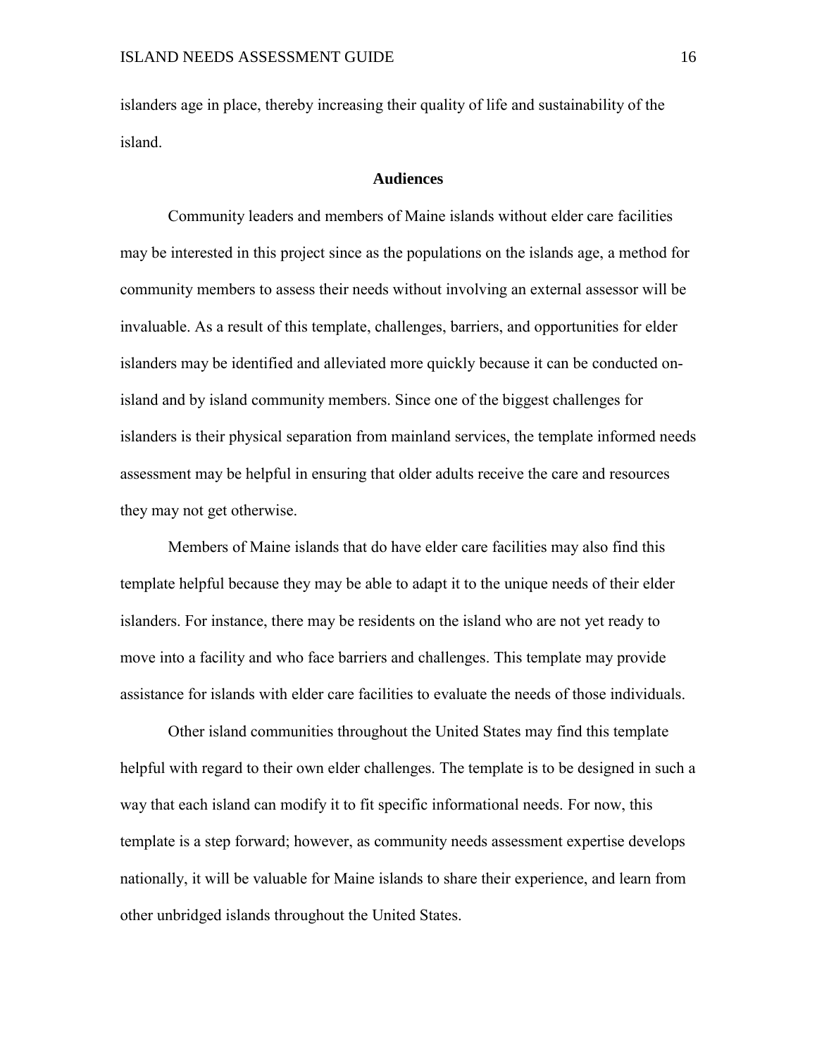islanders age in place, thereby increasing their quality of life and sustainability of the island.

## Audiences

Community leaders and members of Maine islands without elder care facilities may be interested in this project since as the populations on the islands age, a method for community members to assess their needs without involving an external assessor will be invaluable. As a result of this template, challenges, barriers, and opportunities for elder islanders may be identified and alleviated more quickly because it can be conducted on-island and by island community members. Since one of the biggest challenges for islanders is their physical separation from mainland services, the template informed needs assessment may be helpful in ensuring that older adults receive the care and resources they may not get otherwise.

Members of Maine islands that do have elder care facilities may also find this template helpful because they may be able to adapt it to the unique needs of their elder islanders. For instance, there may be residents on the island who are not yet ready to move into a facility and who face barriers and challenges. This template may provide assistance for islands with elder care facilities to evaluate the needs of those individuals.

Other island communities throughout the United States may find this template helpful with regard to their own elder challenges. The template is to be designed in such a way that each island can modify it to fit specific informational needs. For now, this template is a step forward; however, as community needs assessment expertise develops nationally, it will be valuable for Maine islands to share their experience, and learn from other unbridged islands throughout the United States.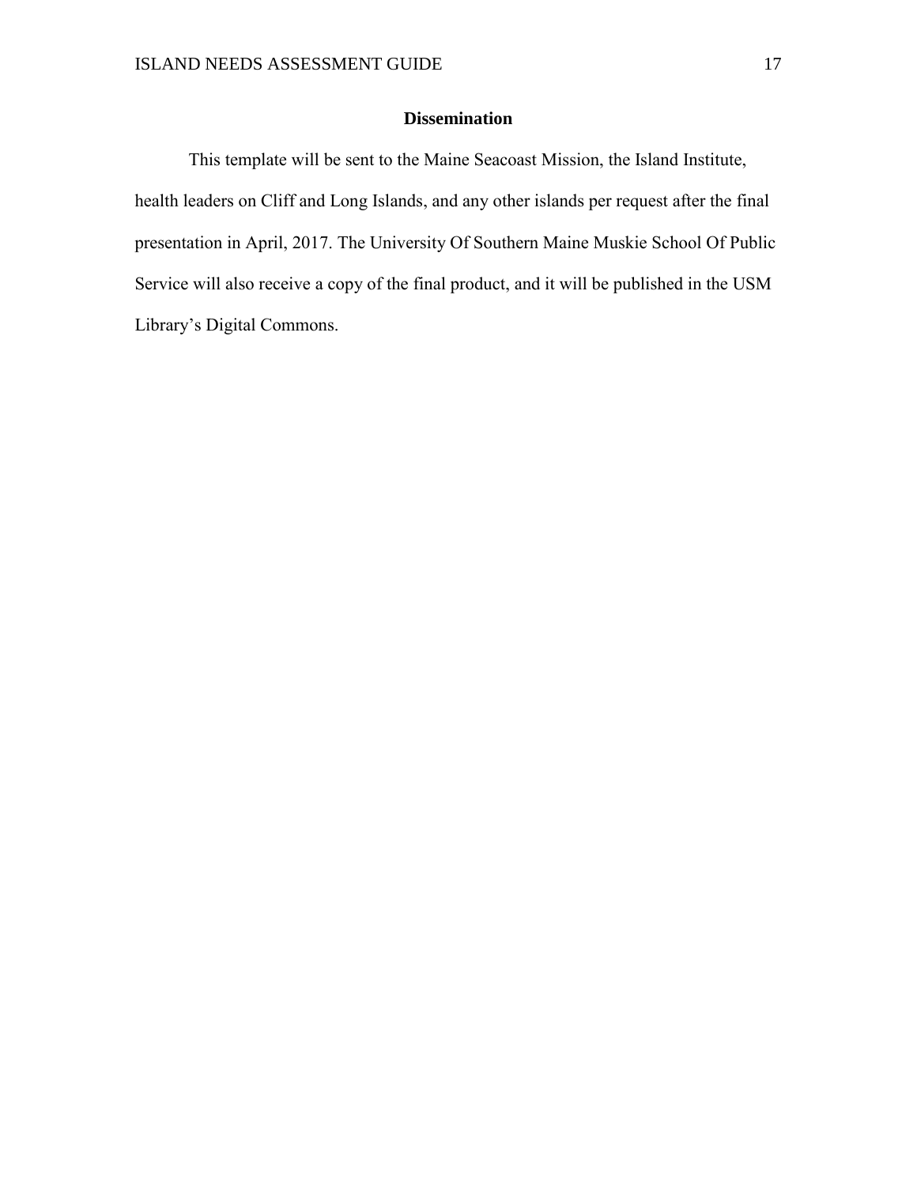## Dissemination

This template will be sent to the Maine Seacoast Mission, the Island Institute, health leaders on Cliff and Long Islands, and any other islands per request after the final presentation in April, 2017. The University Of Southern Maine Muskie School Of Public Service will also receive a copy of the final product, and it will be published in the USM Library's Digital Commons.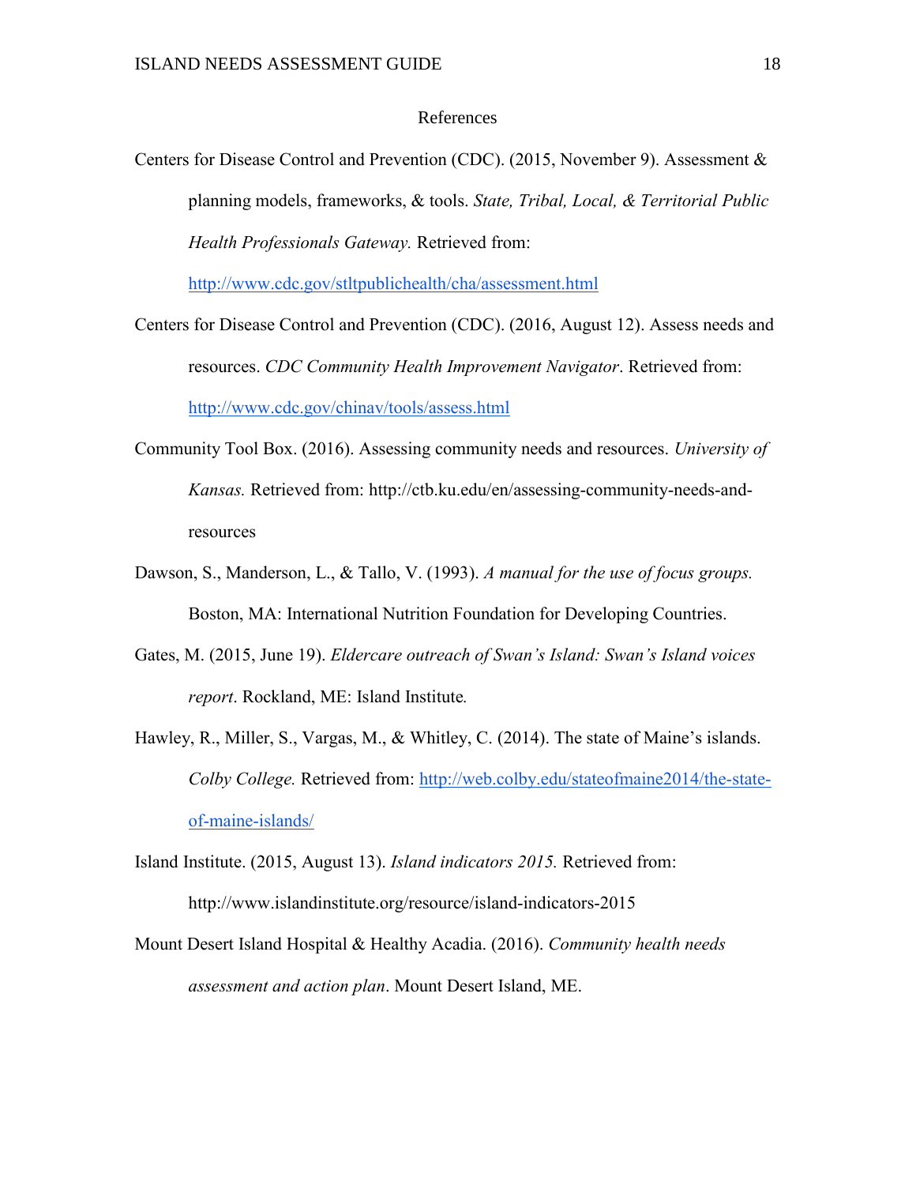# References

Centers for Disease Control and Prevention (CDC). (2015, November 9). Assessment & planning models, frameworks, & tools. *State, Tribal, Local, & Territorial Public Health Professionals Gateway.* Retrieved from: [http://www.cdc.gov/stltpublichealth/cha/assessment.html](http://www.cdc.gov/stltpublichealth/cha/assessment.html)

Centers for Disease Control and Prevention (CDC). (2016, August 12). Assess needs and resources. *CDC Community Health Improvement Navigator*. Retrieved from: [http://www.cdc.gov/chinav/tools/assess.html](http://www.cdc.gov/chinav/tools/assess.html)

Community Tool Box. (2016). Assessing community needs and resources. *University of Kansas.* Retrieved from: http://ctb.ku.edu/en/assessing-community-needs-and-resources

Dawson, S., Manderson, L., & Tallo, V. (1993). *A manual for the use of focus groups.* Boston, MA: International Nutrition Foundation for Developing Countries.

Gates, M. (2015, June 19). *Eldercare outreach of Swan's Island: Swan's Island voices report*. Rockland, ME: Island Institute*.*

Hawley, R., Miller, S., Vargas, M., & Whitley, C. (2014). The state of Maine's islands. *Colby College.* Retrieved from: [http://web.colby.edu/stateofmaine2014/the-state-of-maine-islands/](http://web.colby.edu/stateofmaine2014/the-state-of-maine-islands/)

Island Institute. (2015, August 13). *Island indicators 2015.* Retrieved from: http://www.islandinstitute.org/resource/island-indicators-2015

Mount Desert Island Hospital & Healthy Acadia. (2016). *Community health needs assessment and action plan*. Mount Desert Island, ME.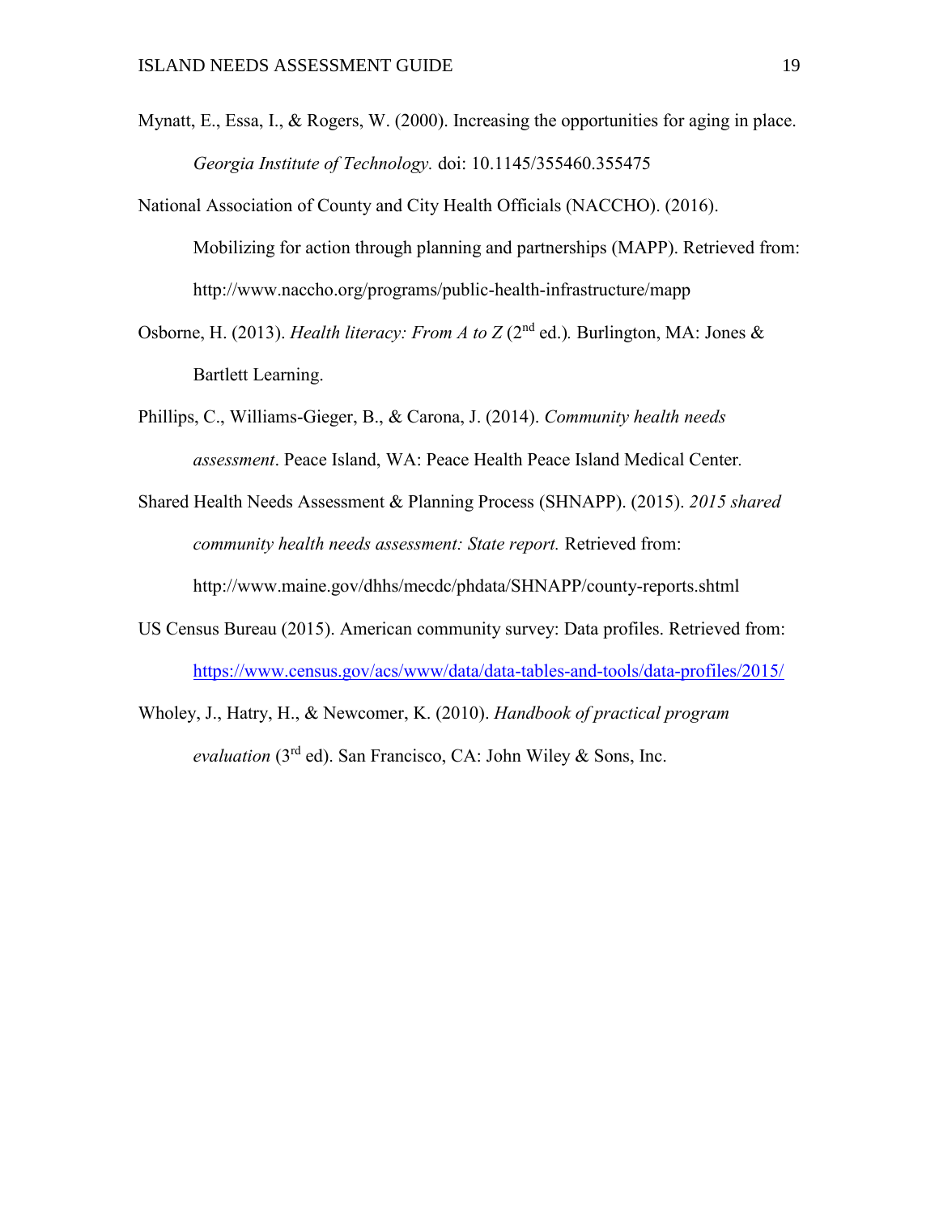Mynatt, E., Essa, I., & Rogers, W. (2000). Increasing the opportunities for aging in place. *Georgia Institute of Technology.* doi: 10.1145/355460.355475

National Association of County and City Health Officials (NACCHO). (2016). Mobilizing for action through planning and partnerships (MAPP). Retrieved from: http://www.naccho.org/programs/public-health-infrastructure/mapp

Osborne, H. (2013). *Health literacy: From A to Z* (2nd ed.)*.* Burlington, MA: Jones & Bartlett Learning.

Phillips, C., Williams-Gieger, B., & Carona, J. (2014). *Community health needs assessment*. Peace Island, WA: Peace Health Peace Island Medical Center.

Shared Health Needs Assessment & Planning Process (SHNAPP). (2015). *2015 shared community health needs assessment: State report.* Retrieved from: http://www.maine.gov/dhhs/mecdc/phdata/SHNAPP/county-reports.shtml

US Census Bureau (2015). American community survey: Data profiles. Retrieved from: https://www.census.gov/acs/www/data/data-tables-and-tools/data-profiles/2015/

Wholey, J., Hatry, H., & Newcomer, K. (2010). *Handbook of practical program evaluation* (3rd ed). San Francisco, CA: John Wiley & Sons, Inc.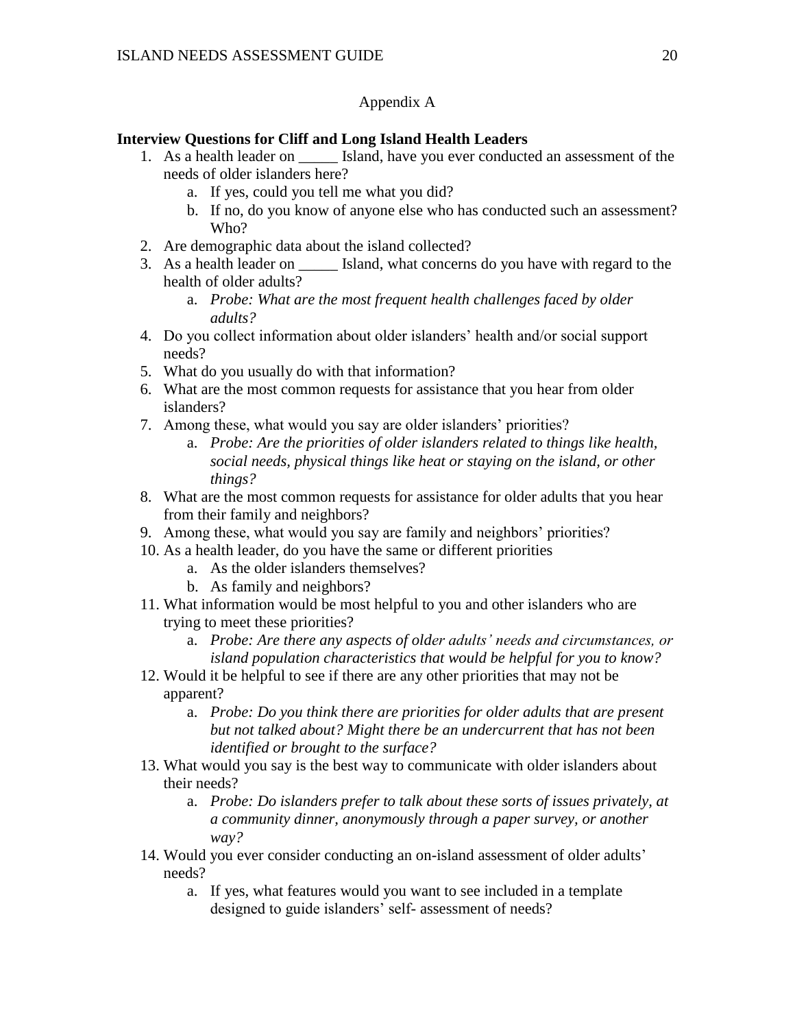Appendix A

**Interview Questions for Cliff and Long Island Health Leaders**

1. As a health leader on _____ Island, have you ever conducted an assessment of the needs of older islanders here?
    a. If yes, could you tell me what you did?
    b. If no, do you know of anyone else who has conducted such an assessment? Who?
2. Are demographic data about the island collected?
3. As a health leader on _____ Island, what concerns do you have with regard to the health of older adults?
    a. *Probe: What are the most frequent health challenges faced by older adults?*
4. Do you collect information about older islanders' health and/or social support needs?
5. What do you usually do with that information?
6. What are the most common requests for assistance that you hear from older islanders?
7. Among these, what would you say are older islanders' priorities?
    a. *Probe: Are the priorities of older islanders related to things like health, social needs, physical things like heat or staying on the island, or other things?*
8. What are the most common requests for assistance for older adults that you hear from their family and neighbors?
9. Among these, what would you say are family and neighbors' priorities?
10. As a health leader, do you have the same or different priorities
    a. As the older islanders themselves?
    b. As family and neighbors?
11. What information would be most helpful to you and other islanders who are trying to meet these priorities?
    a. *Probe: Are there any aspects of older adults' needs and circumstances, or island population characteristics that would be helpful for you to know?*
12. Would it be helpful to see if there are any other priorities that may not be apparent?
    a. *Probe: Do you think there are priorities for older adults that are present but not talked about? Might there be an undercurrent that has not been identified or brought to the surface?*
13. What would you say is the best way to communicate with older islanders about their needs?
    a. *Probe: Do islanders prefer to talk about these sorts of issues privately, at a community dinner, anonymously through a paper survey, or another way?*
14. Would you ever consider conducting an on-island assessment of older adults' needs?
    a. If yes, what features would you want to see included in a template designed to guide islanders' self- assessment of needs?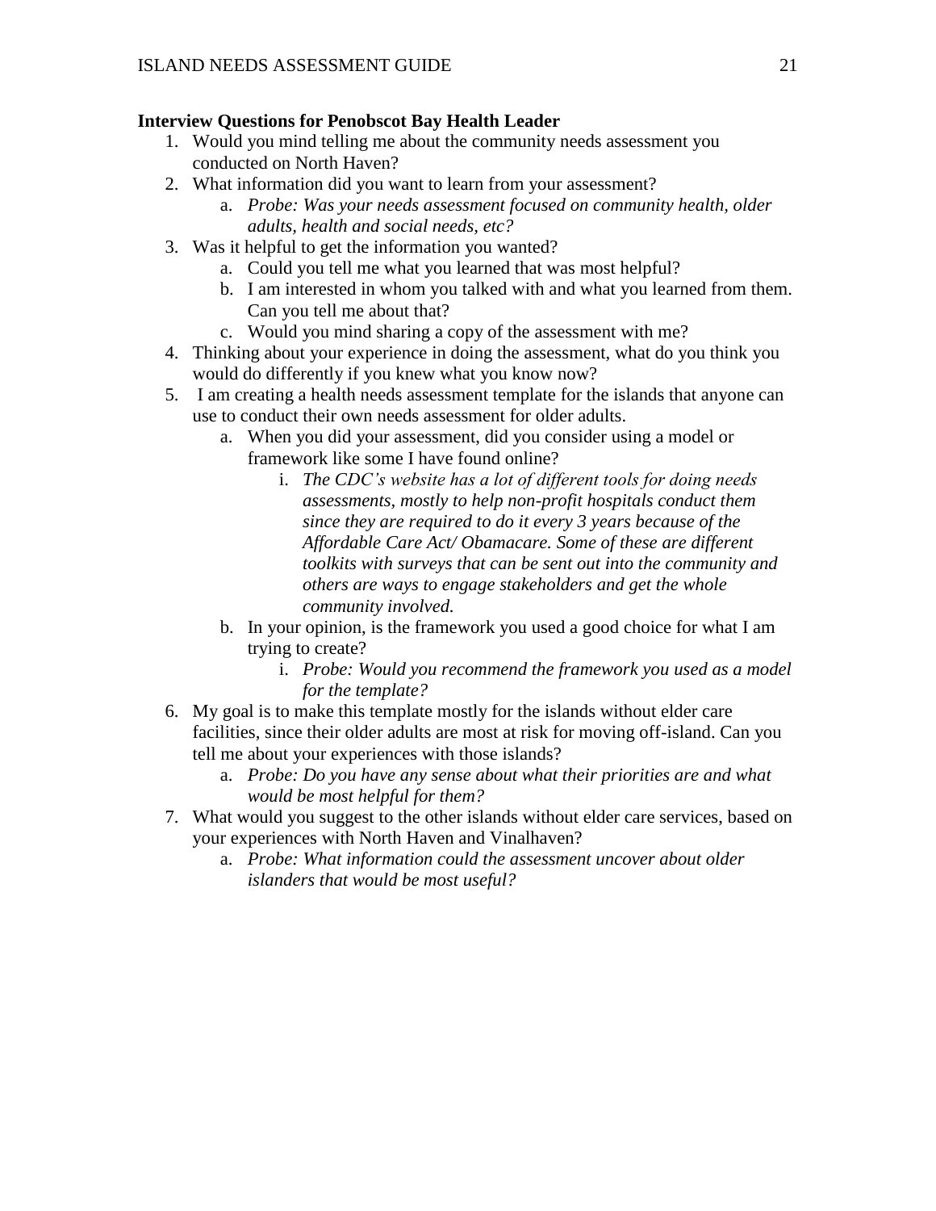**Interview Questions for Penobscot Bay Health Leader**

1. Would you mind telling me about the community needs assessment you conducted on North Haven?
2. What information did you want to learn from your assessment?
    a. *Probe: Was your needs assessment focused on community health, older adults, health and social needs, etc?*
3. Was it helpful to get the information you wanted?
    a. Could you tell me what you learned that was most helpful?
    b. I am interested in whom you talked with and what you learned from them. Can you tell me about that?
    c. Would you mind sharing a copy of the assessment with me?
4. Thinking about your experience in doing the assessment, what do you think you would do differently if you knew what you know now?
5. I am creating a health needs assessment template for the islands that anyone can use to conduct their own needs assessment for older adults.
    a. When you did your assessment, did you consider using a model or framework like some I have found online?
        i. *The CDC's website has a lot of different tools for doing needs assessments, mostly to help non-profit hospitals conduct them since they are required to do it every 3 years because of the Affordable Care Act/ Obamacare. Some of these are different toolkits with surveys that can be sent out into the community and others are ways to engage stakeholders and get the whole community involved.*
    b. In your opinion, is the framework you used a good choice for what I am trying to create?
        i. *Probe: Would you recommend the framework you used as a model for the template?*
6. My goal is to make this template mostly for the islands without elder care facilities, since their older adults are most at risk for moving off-island. Can you tell me about your experiences with those islands?
    a. *Probe: Do you have any sense about what their priorities are and what would be most helpful for them?*
7. What would you suggest to the other islands without elder care services, based on your experiences with North Haven and Vinalhaven?
    a. *Probe: What information could the assessment uncover about older islanders that would be most useful?*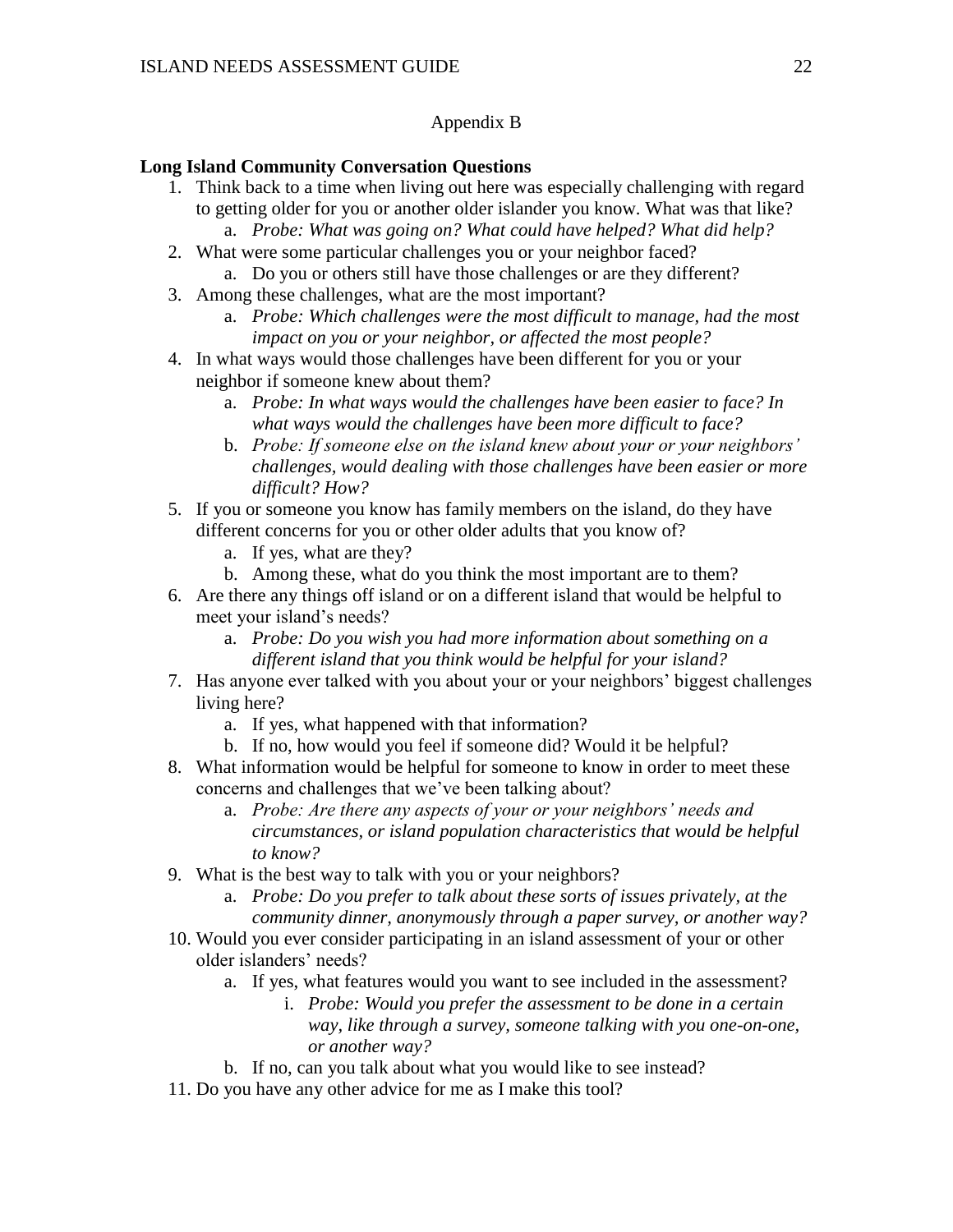Appendix B

**Long Island Community Conversation Questions**

1. Think back to a time when living out here was especially challenging with regard to getting older for you or another older islander you know. What was that like?
    a. *Probe: What was going on? What could have helped? What did help?*
2. What were some particular challenges you or your neighbor faced?
    a. Do you or others still have those challenges or are they different?
3. Among these challenges, what are the most important?
    a. *Probe: Which challenges were the most difficult to manage, had the most impact on you or your neighbor, or affected the most people?*
4. In what ways would those challenges have been different for you or your neighbor if someone knew about them?
    a. *Probe: In what ways would the challenges have been easier to face? In what ways would the challenges have been more difficult to face?*
    b. *Probe: If someone else on the island knew about your or your neighbors' challenges, would dealing with those challenges have been easier or more difficult? How?*
5. If you or someone you know has family members on the island, do they have different concerns for you or other older adults that you know of?
    a. If yes, what are they?
    b. Among these, what do you think the most important are to them?
6. Are there any things off island or on a different island that would be helpful to meet your island's needs?
    a. *Probe: Do you wish you had more information about something on a different island that you think would be helpful for your island?*
7. Has anyone ever talked with you about your or your neighbors' biggest challenges living here?
    a. If yes, what happened with that information?
    b. If no, how would you feel if someone did? Would it be helpful?
8. What information would be helpful for someone to know in order to meet these concerns and challenges that we've been talking about?
    a. *Probe: Are there any aspects of your or your neighbors' needs and circumstances, or island population characteristics that would be helpful to know?*
9. What is the best way to talk with you or your neighbors?
    a. *Probe: Do you prefer to talk about these sorts of issues privately, at the community dinner, anonymously through a paper survey, or another way?*
10. Would you ever consider participating in an island assessment of your or other older islanders' needs?
    a. If yes, what features would you want to see included in the assessment?
        i. *Probe: Would you prefer the assessment to be done in a certain way, like through a survey, someone talking with you one-on-one, or another way?*
    b. If no, can you talk about what you would like to see instead?
11. Do you have any other advice for me as I make this tool?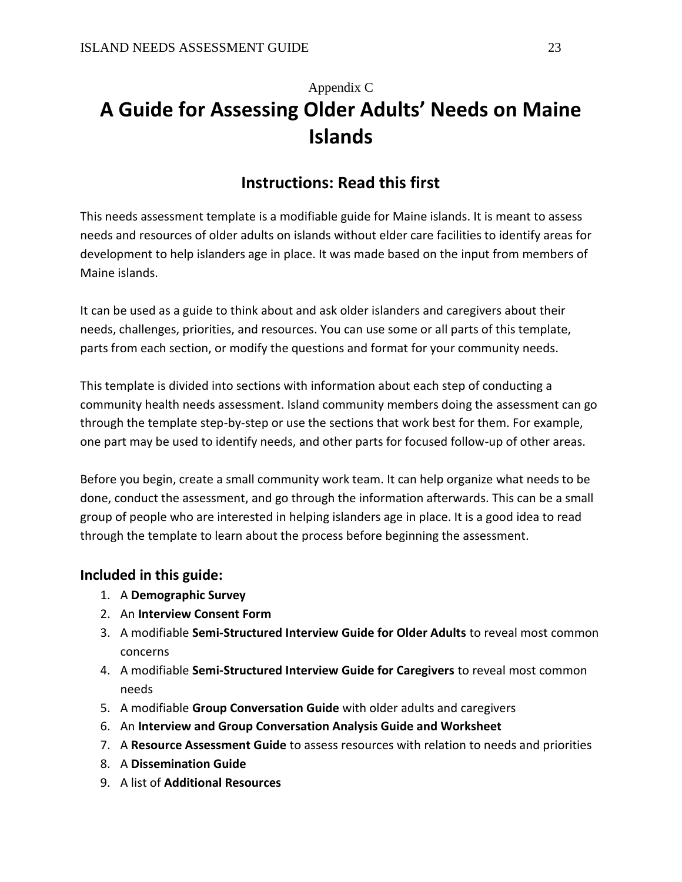Appendix C

# A Guide for Assessing Older Adults' Needs on Maine Islands

## Instructions: Read this first

This needs assessment template is a modifiable guide for Maine islands. It is meant to assess needs and resources of older adults on islands without elder care facilities to identify areas for development to help islanders age in place. It was made based on the input from members of Maine islands.

It can be used as a guide to think about and ask older islanders and caregivers about their needs, challenges, priorities, and resources. You can use some or all parts of this template, parts from each section, or modify the questions and format for your community needs.

This template is divided into sections with information about each step of conducting a community health needs assessment. Island community members doing the assessment can go through the template step-by-step or use the sections that work best for them. For example, one part may be used to identify needs, and other parts for focused follow-up of other areas.

Before you begin, create a small community work team. It can help organize what needs to be done, conduct the assessment, and go through the information afterwards. This can be a small group of people who are interested in helping islanders age in place. It is a good idea to read through the template to learn about the process before beginning the assessment.

### Included in this guide:

1. A **Demographic Survey**
2. An **Interview Consent Form**
3. A modifiable **Semi-Structured Interview Guide for Older Adults** to reveal most common concerns
4. A modifiable **Semi-Structured Interview Guide for Caregivers** to reveal most common needs
5. A modifiable **Group Conversation Guide** with older adults and caregivers
6. An **Interview and Group Conversation Analysis Guide and Worksheet**
7. A **Resource Assessment Guide** to assess resources with relation to needs and priorities
8. A **Dissemination Guide**
9. A list of **Additional Resources**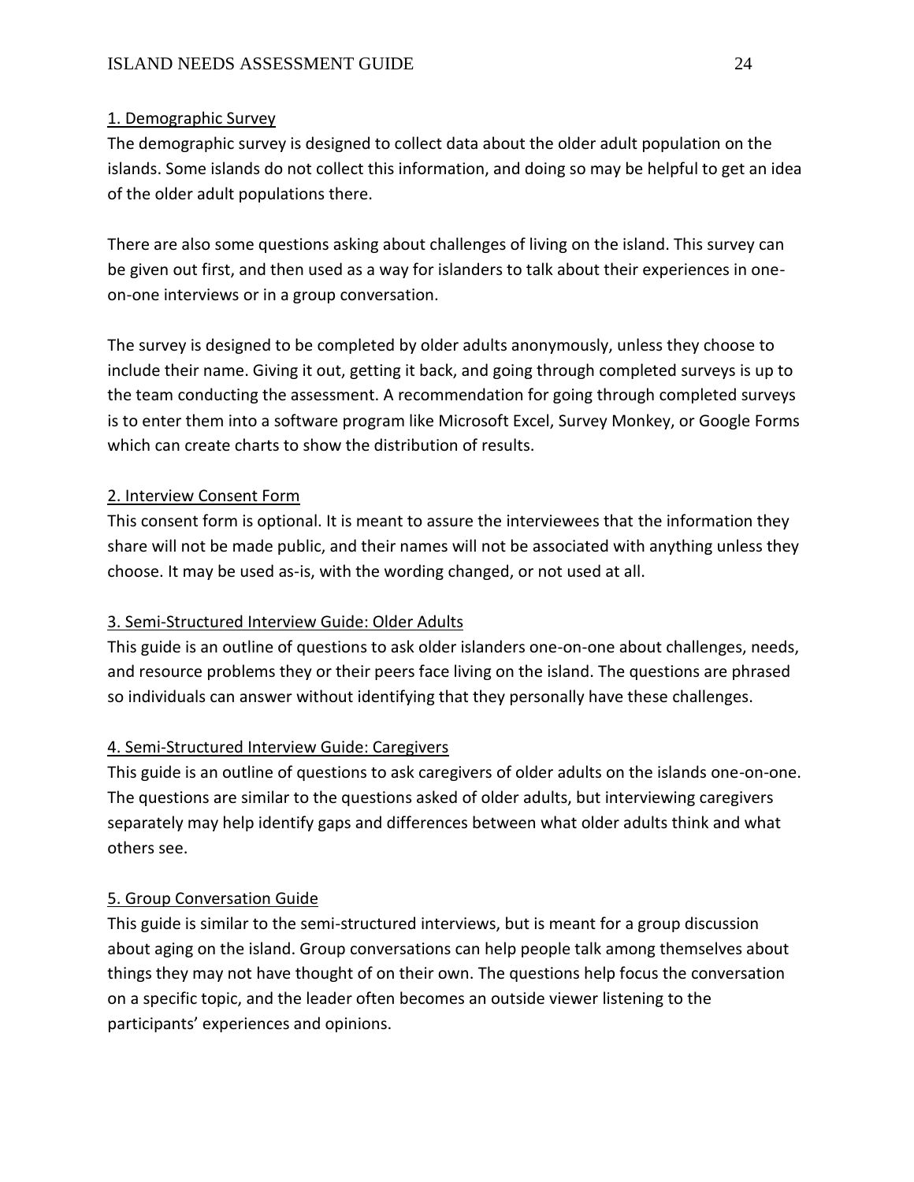1. Demographic Survey

The demographic survey is designed to collect data about the older adult population on the islands. Some islands do not collect this information, and doing so may be helpful to get an idea of the older adult populations there.

There are also some questions asking about challenges of living on the island. This survey can be given out first, and then used as a way for islanders to talk about their experiences in one-on-one interviews or in a group conversation.

The survey is designed to be completed by older adults anonymously, unless they choose to include their name. Giving it out, getting it back, and going through completed surveys is up to the team conducting the assessment. A recommendation for going through completed surveys is to enter them into a software program like Microsoft Excel, Survey Monkey, or Google Forms which can create charts to show the distribution of results.

2. Interview Consent Form

This consent form is optional. It is meant to assure the interviewees that the information they share will not be made public, and their names will not be associated with anything unless they choose. It may be used as-is, with the wording changed, or not used at all.

3. Semi-Structured Interview Guide: Older Adults

This guide is an outline of questions to ask older islanders one-on-one about challenges, needs, and resource problems they or their peers face living on the island. The questions are phrased so individuals can answer without identifying that they personally have these challenges.

4. Semi-Structured Interview Guide: Caregivers

This guide is an outline of questions to ask caregivers of older adults on the islands one-on-one. The questions are similar to the questions asked of older adults, but interviewing caregivers separately may help identify gaps and differences between what older adults think and what others see.

5. Group Conversation Guide

This guide is similar to the semi-structured interviews, but is meant for a group discussion about aging on the island. Group conversations can help people talk among themselves about things they may not have thought of on their own. The questions help focus the conversation on a specific topic, and the leader often becomes an outside viewer listening to the participants' experiences and opinions.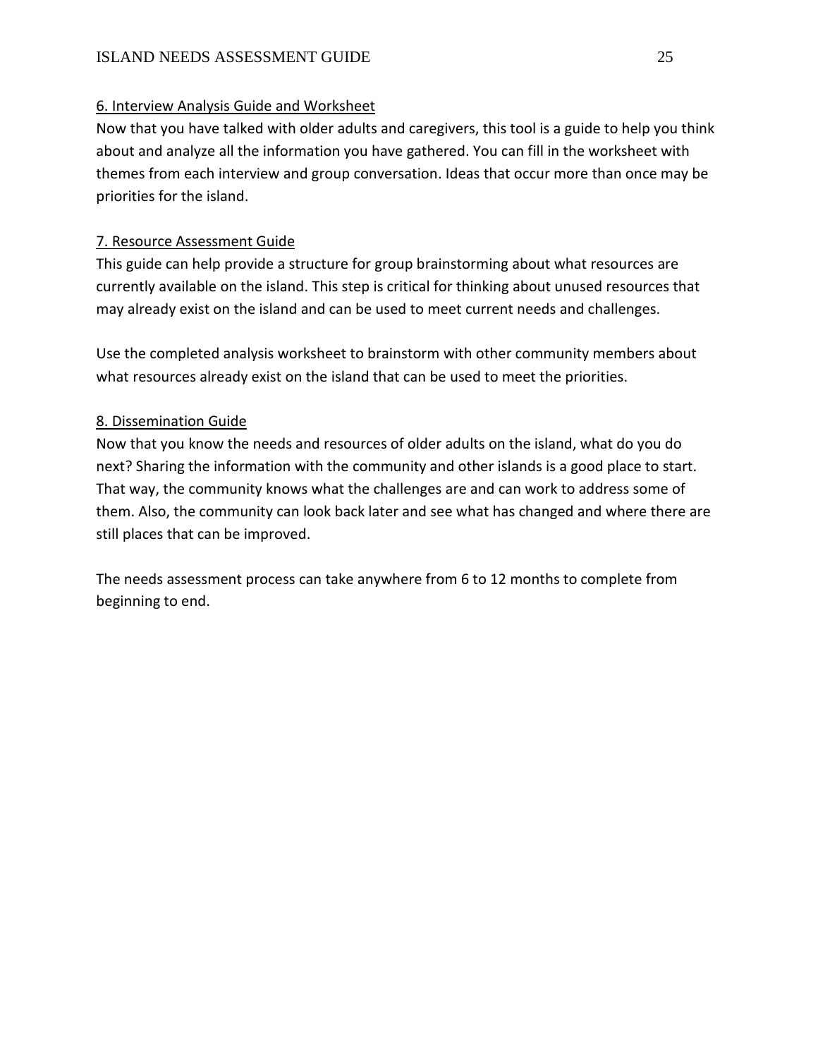6. Interview Analysis Guide and Worksheet

Now that you have talked with older adults and caregivers, this tool is a guide to help you think about and analyze all the information you have gathered. You can fill in the worksheet with themes from each interview and group conversation. Ideas that occur more than once may be priorities for the island.

7. Resource Assessment Guide

This guide can help provide a structure for group brainstorming about what resources are currently available on the island. This step is critical for thinking about unused resources that may already exist on the island and can be used to meet current needs and challenges.

Use the completed analysis worksheet to brainstorm with other community members about what resources already exist on the island that can be used to meet the priorities.

8. Dissemination Guide

Now that you know the needs and resources of older adults on the island, what do you do next? Sharing the information with the community and other islands is a good place to start. That way, the community knows what the challenges are and can work to address some of them. Also, the community can look back later and see what has changed and where there are still places that can be improved.

The needs assessment process can take anywhere from 6 to 12 months to complete from beginning to end.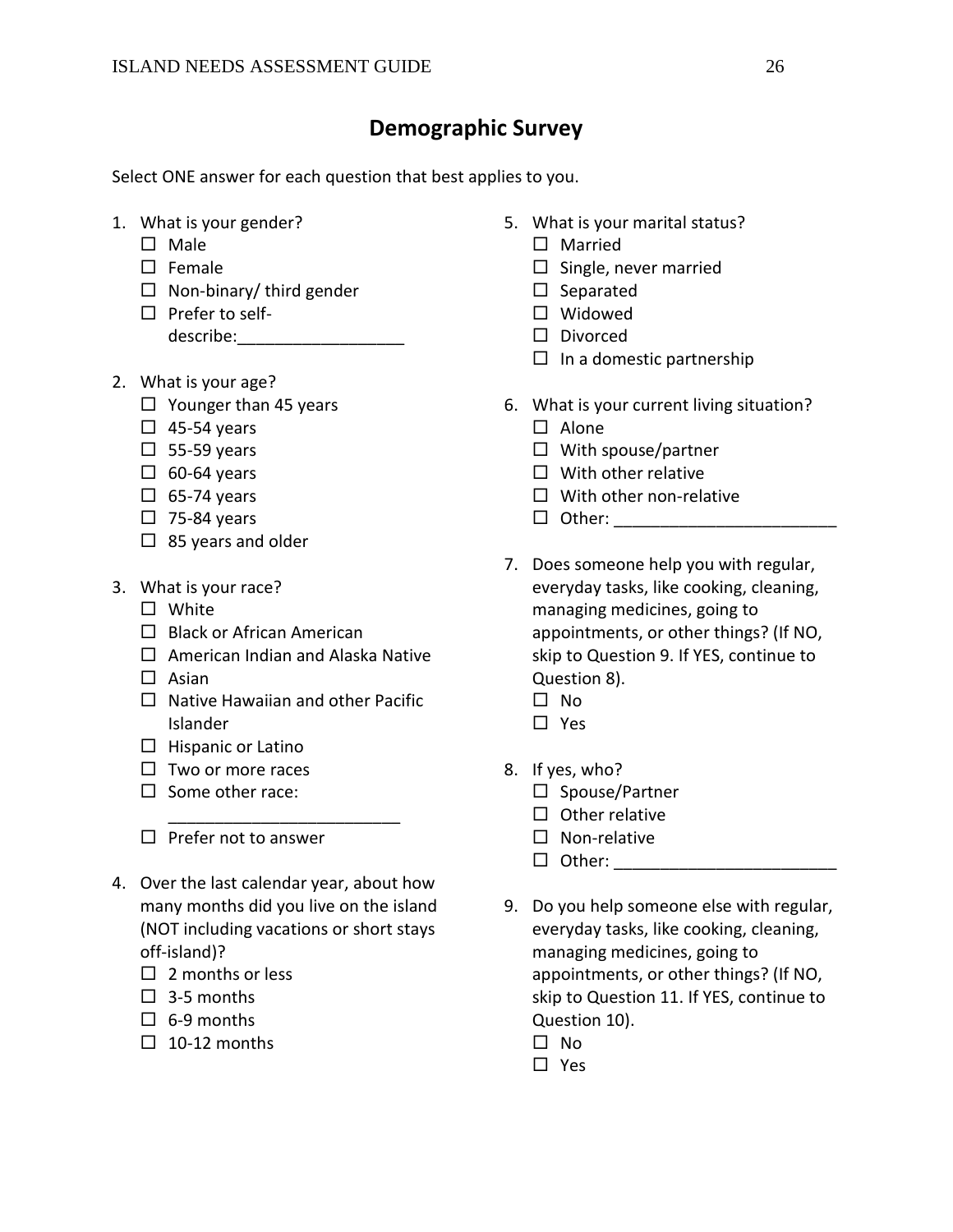## Demographic Survey

Select ONE answer for each question that best applies to you.

1. What is your gender?
   - ☐ Male
   - ☐ Female
   - ☐ Non-binary/ third gender
   - ☐ Prefer to self-describe:__________________

2. What is your age?
   - ☐ Younger than 45 years
   - ☐ 45-54 years
   - ☐ 55-59 years
   - ☐ 60-64 years
   - ☐ 65-74 years
   - ☐ 75-84 years
   - ☐ 85 years and older

3. What is your race?
   - ☐ White
   - ☐ Black or African American
   - ☐ American Indian and Alaska Native
   - ☐ Asian
   - ☐ Native Hawaiian and other Pacific Islander
   - ☐ Hispanic or Latino
   - ☐ Two or more races
   - ☐ Some other race: ________________________
   - ☐ Prefer not to answer

4. Over the last calendar year, about how many months did you live on the island (NOT including vacations or short stays off-island)?
   - ☐ 2 months or less
   - ☐ 3-5 months
   - ☐ 6-9 months
   - ☐ 10-12 months

5. What is your marital status?
   - ☐ Married
   - ☐ Single, never married
   - ☐ Separated
   - ☐ Widowed
   - ☐ Divorced
   - ☐ In a domestic partnership

6. What is your current living situation?
   - ☐ Alone
   - ☐ With spouse/partner
   - ☐ With other relative
   - ☐ With other non-relative
   - ☐ Other: ________________________

7. Does someone help you with regular, everyday tasks, like cooking, cleaning, managing medicines, going to appointments, or other things? (If NO, skip to Question 9. If YES, continue to Question 8).
   - ☐ No
   - ☐ Yes

8. If yes, who?
   - ☐ Spouse/Partner
   - ☐ Other relative
   - ☐ Non-relative
   - ☐ Other: ________________________

9. Do you help someone else with regular, everyday tasks, like cooking, cleaning, managing medicines, going to appointments, or other things? (If NO, skip to Question 11. If YES, continue to Question 10).
   - ☐ No
   - ☐ Yes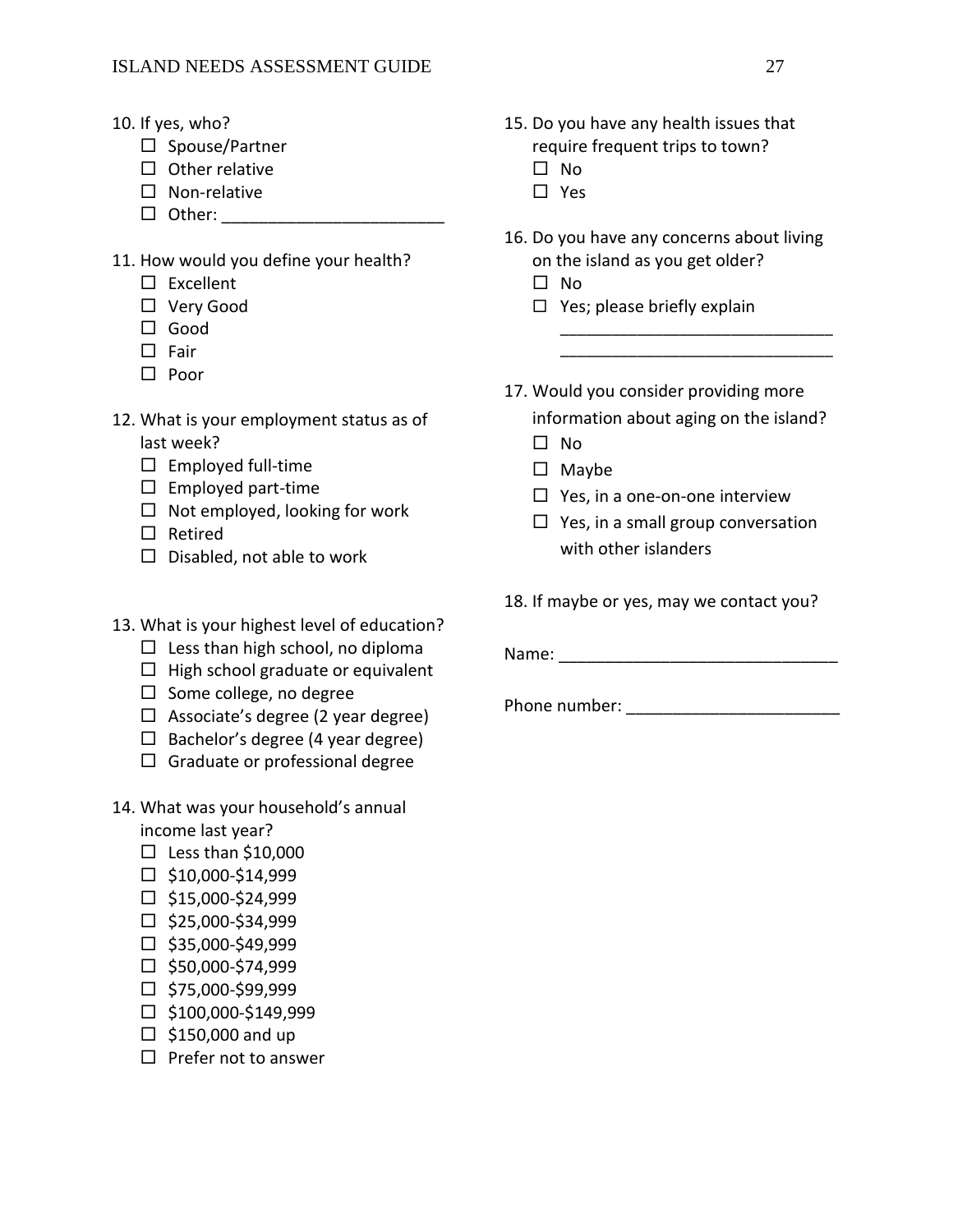10. If yes, who?
    - ☐ Spouse/Partner
    - ☐ Other relative
    - ☐ Non-relative
    - ☐ Other: ________________________

11. How would you define your health?
    - ☐ Excellent
    - ☐ Very Good
    - ☐ Good
    - ☐ Fair
    - ☐ Poor

12. What is your employment status as of last week?
    - ☐ Employed full-time
    - ☐ Employed part-time
    - ☐ Not employed, looking for work
    - ☐ Retired
    - ☐ Disabled, not able to work

13. What is your highest level of education?
    - ☐ Less than high school, no diploma
    - ☐ High school graduate or equivalent
    - ☐ Some college, no degree
    - ☐ Associate's degree (2 year degree)
    - ☐ Bachelor's degree (4 year degree)
    - ☐ Graduate or professional degree

14. What was your household's annual income last year?
    - ☐ Less than $10,000
    - ☐ $10,000-$14,999
    - ☐ $15,000-$24,999
    - ☐ $25,000-$34,999
    - ☐ $35,000-$49,999
    - ☐ $50,000-$74,999
    - ☐ $75,000-$99,999
    - ☐ $100,000-$149,999
    - ☐ $150,000 and up
    - ☐ Prefer not to answer

15. Do you have any health issues that require frequent trips to town?
    - ☐ No
    - ☐ Yes

16. Do you have any concerns about living on the island as you get older?
    - ☐ No
    - ☐ Yes; please briefly explain

      ______________________________

      ______________________________

17. Would you consider providing more information about aging on the island?
    - ☐ No
    - ☐ Maybe
    - ☐ Yes, in a one-on-one interview
    - ☐ Yes, in a small group conversation with other islanders

18. If maybe or yes, may we contact you?

Name: ______________________________

Phone number: _______________________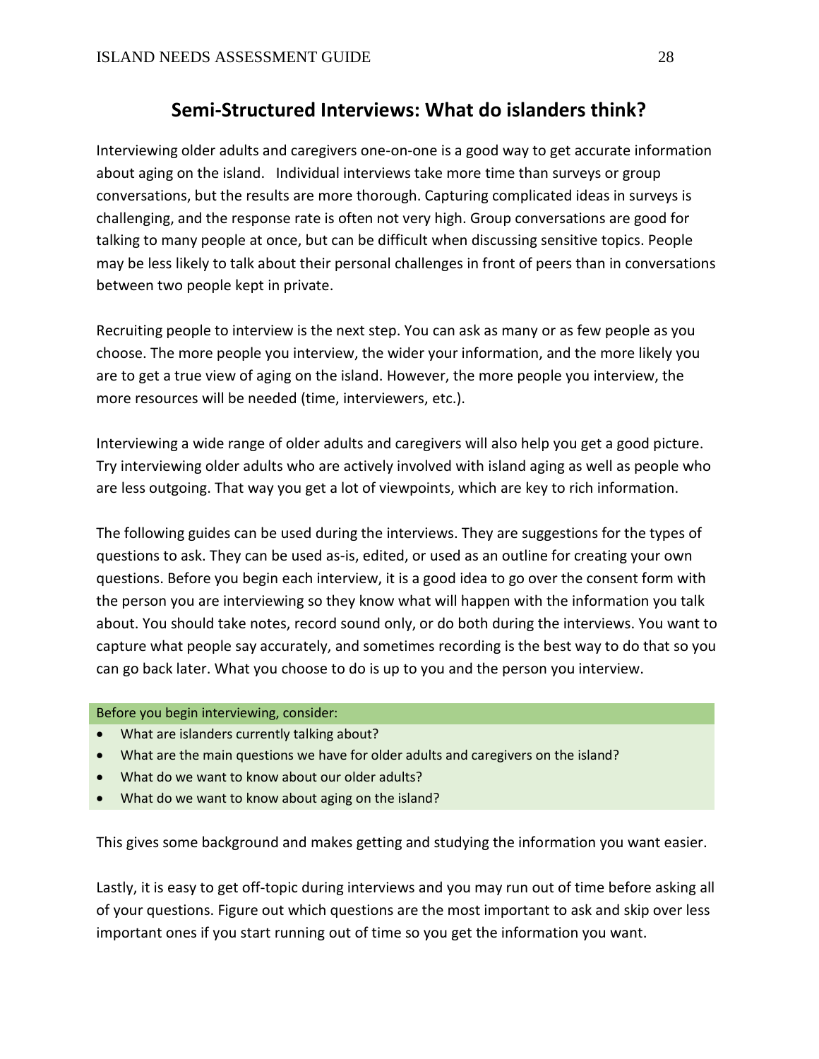## Semi-Structured Interviews: What do islanders think?

Interviewing older adults and caregivers one-on-one is a good way to get accurate information about aging on the island. Individual interviews take more time than surveys or group conversations, but the results are more thorough. Capturing complicated ideas in surveys is challenging, and the response rate is often not very high. Group conversations are good for talking to many people at once, but can be difficult when discussing sensitive topics. People may be less likely to talk about their personal challenges in front of peers than in conversations between two people kept in private.

Recruiting people to interview is the next step. You can ask as many or as few people as you choose. The more people you interview, the wider your information, and the more likely you are to get a true view of aging on the island. However, the more people you interview, the more resources will be needed (time, interviewers, etc.).

Interviewing a wide range of older adults and caregivers will also help you get a good picture. Try interviewing older adults who are actively involved with island aging as well as people who are less outgoing. That way you get a lot of viewpoints, which are key to rich information.

The following guides can be used during the interviews. They are suggestions for the types of questions to ask. They can be used as-is, edited, or used as an outline for creating your own questions. Before you begin each interview, it is a good idea to go over the consent form with the person you are interviewing so they know what will happen with the information you talk about. You should take notes, record sound only, or do both during the interviews. You want to capture what people say accurately, and sometimes recording is the best way to do that so you can go back later. What you choose to do is up to you and the person you interview.

Before you begin interviewing, consider:

- What are islanders currently talking about?
- What are the main questions we have for older adults and caregivers on the island?
- What do we want to know about our older adults?
- What do we want to know about aging on the island?

This gives some background and makes getting and studying the information you want easier.

Lastly, it is easy to get off-topic during interviews and you may run out of time before asking all of your questions. Figure out which questions are the most important to ask and skip over less important ones if you start running out of time so you get the information you want.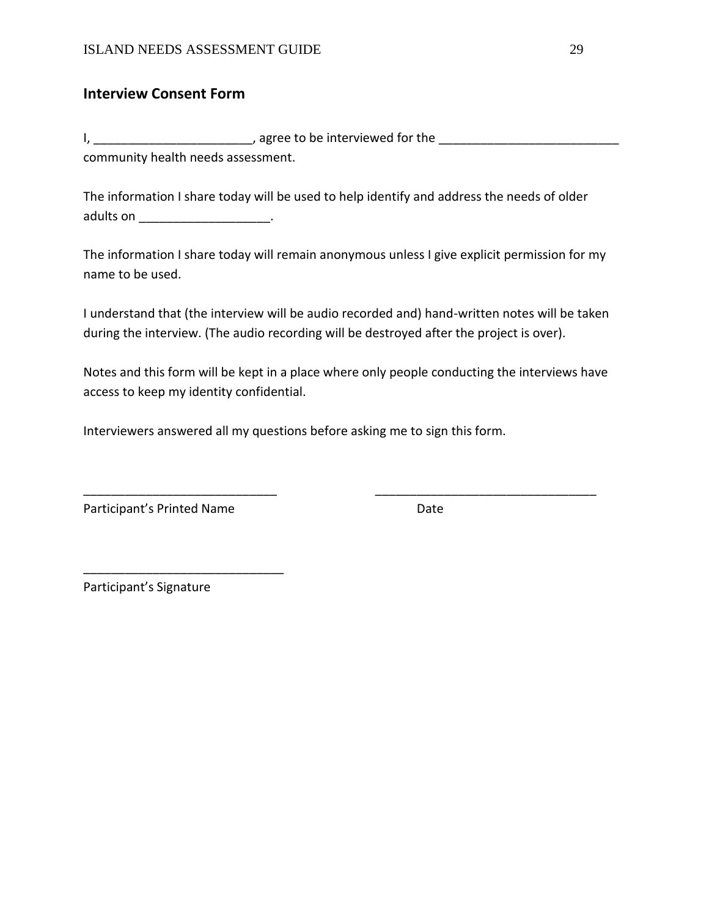## Interview Consent Form

I, ______________________, agree to be interviewed for the _________________________ community health needs assessment.

The information I share today will be used to help identify and address the needs of older adults on __________________.

The information I share today will remain anonymous unless I give explicit permission for my name to be used.

I understand that (the interview will be audio recorded and) hand-written notes will be taken during the interview. (The audio recording will be destroyed after the project is over).

Notes and this form will be kept in a place where only people conducting the interviews have access to keep my identity confidential.

Interviewers answered all my questions before asking me to sign this form.

___________________________ ________________________________

Participant's Printed Name Date

____________________________

Participant's Signature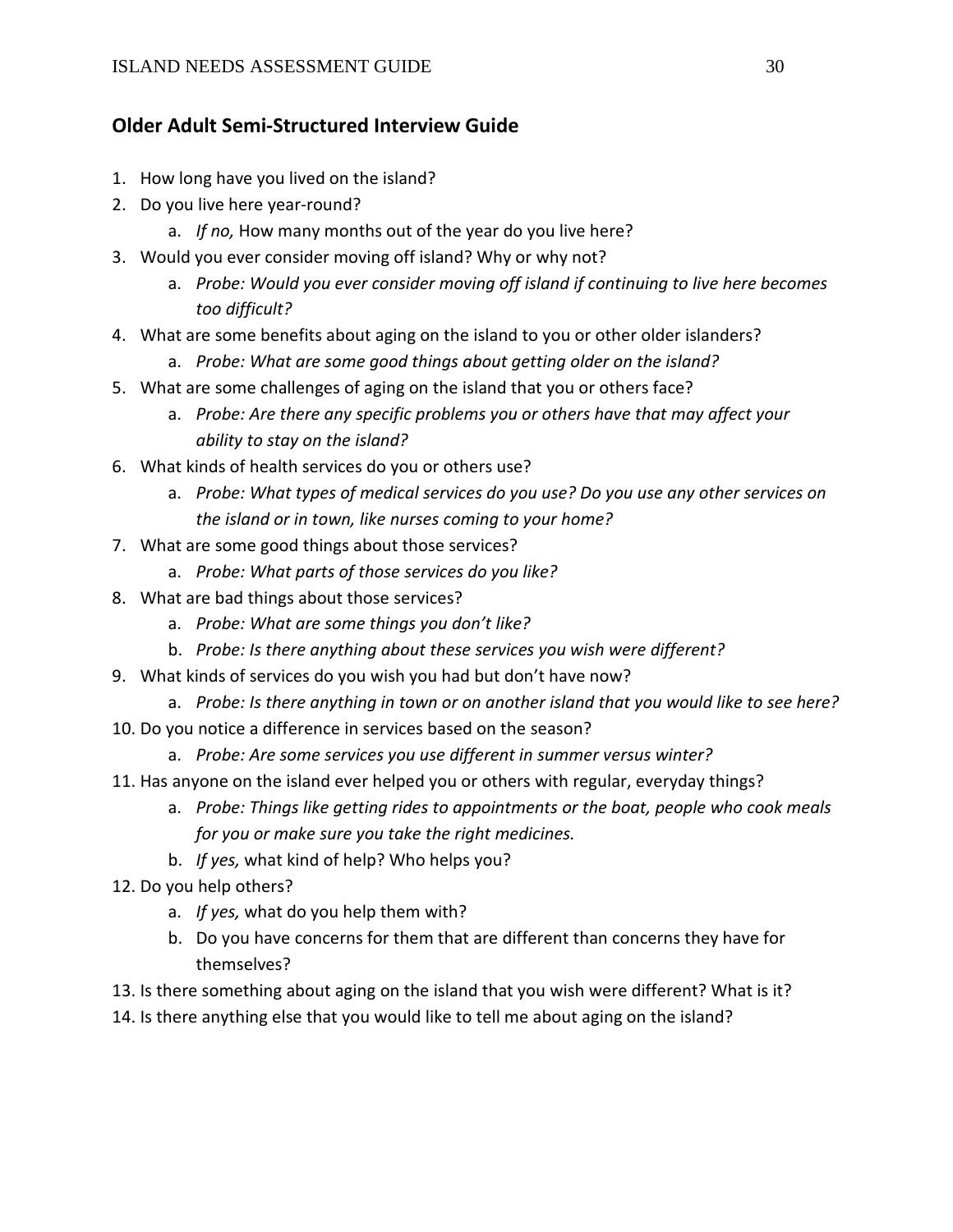## Older Adult Semi-Structured Interview Guide

1. How long have you lived on the island?
2. Do you live here year-round?
    a. *If no,* How many months out of the year do you live here?
3. Would you ever consider moving off island? Why or why not?
    a. *Probe: Would you ever consider moving off island if continuing to live here becomes too difficult?*
4. What are some benefits about aging on the island to you or other older islanders?
    a. *Probe: What are some good things about getting older on the island?*
5. What are some challenges of aging on the island that you or others face?
    a. *Probe: Are there any specific problems you or others have that may affect your ability to stay on the island?*
6. What kinds of health services do you or others use?
    a. *Probe: What types of medical services do you use? Do you use any other services on the island or in town, like nurses coming to your home?*
7. What are some good things about those services?
    a. *Probe: What parts of those services do you like?*
8. What are bad things about those services?
    a. *Probe: What are some things you don't like?*
    b. *Probe: Is there anything about these services you wish were different?*
9. What kinds of services do you wish you had but don't have now?
    a. *Probe: Is there anything in town or on another island that you would like to see here?*
10. Do you notice a difference in services based on the season?
    a. *Probe: Are some services you use different in summer versus winter?*
11. Has anyone on the island ever helped you or others with regular, everyday things?
    a. *Probe: Things like getting rides to appointments or the boat, people who cook meals for you or make sure you take the right medicines.*
    b. *If yes,* what kind of help? Who helps you?
12. Do you help others?
    a. *If yes,* what do you help them with?
    b. Do you have concerns for them that are different than concerns they have for themselves?
13. Is there something about aging on the island that you wish were different? What is it?
14. Is there anything else that you would like to tell me about aging on the island?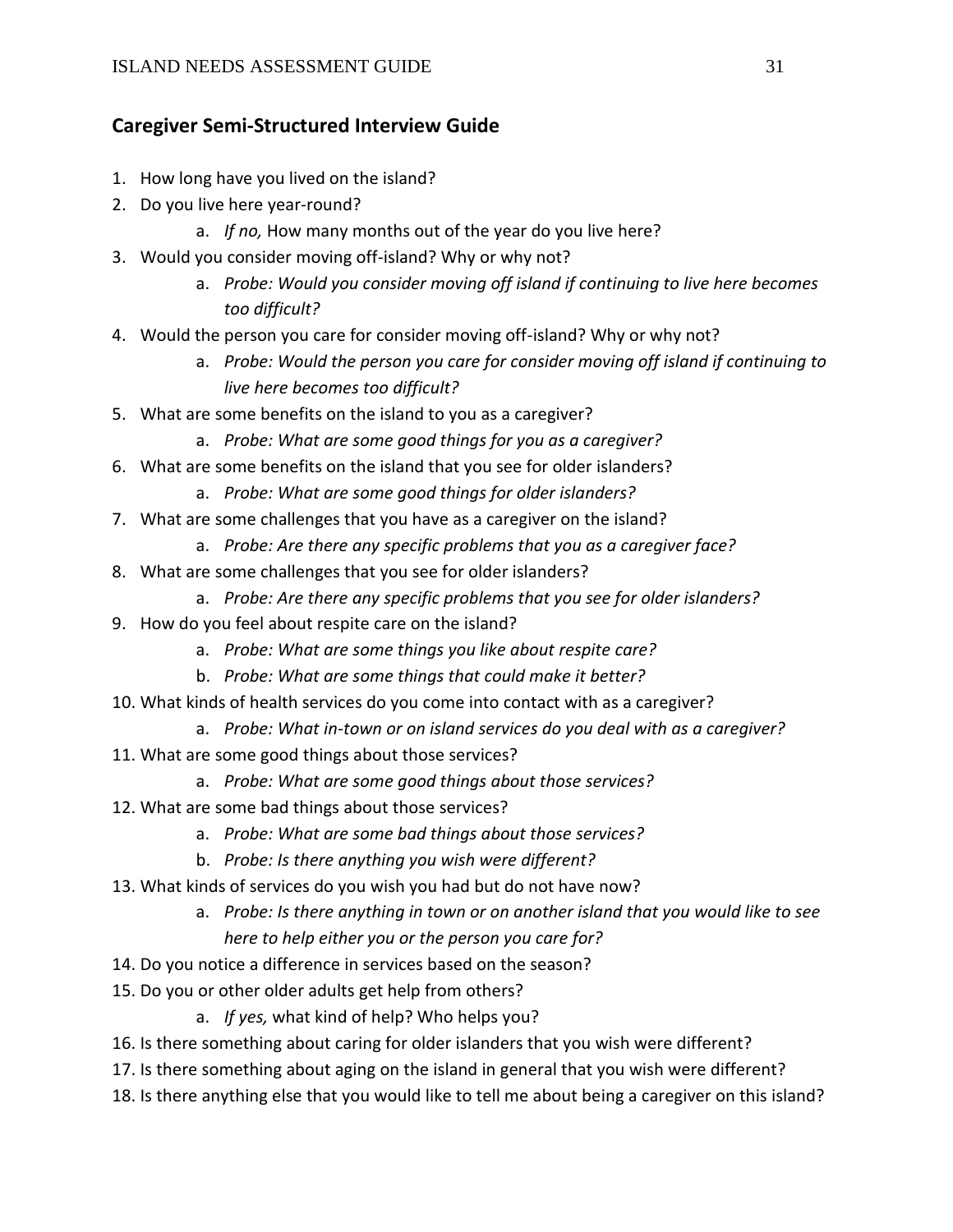## Caregiver Semi-Structured Interview Guide

1. How long have you lived on the island?
2. Do you live here year-round?
    a. *If no,* How many months out of the year do you live here?
3. Would you consider moving off-island? Why or why not?
    a. *Probe: Would you consider moving off island if continuing to live here becomes too difficult?*
4. Would the person you care for consider moving off-island? Why or why not?
    a. *Probe: Would the person you care for consider moving off island if continuing to live here becomes too difficult?*
5. What are some benefits on the island to you as a caregiver?
    a. *Probe: What are some good things for you as a caregiver?*
6. What are some benefits on the island that you see for older islanders?
    a. *Probe: What are some good things for older islanders?*
7. What are some challenges that you have as a caregiver on the island?
    a. *Probe: Are there any specific problems that you as a caregiver face?*
8. What are some challenges that you see for older islanders?
    a. *Probe: Are there any specific problems that you see for older islanders?*
9. How do you feel about respite care on the island?
    a. *Probe: What are some things you like about respite care?*
    b. *Probe: What are some things that could make it better?*
10. What kinds of health services do you come into contact with as a caregiver?
    a. *Probe: What in-town or on island services do you deal with as a caregiver?*
11. What are some good things about those services?
    a. *Probe: What are some good things about those services?*
12. What are some bad things about those services?
    a. *Probe: What are some bad things about those services?*
    b. *Probe: Is there anything you wish were different?*
13. What kinds of services do you wish you had but do not have now?
    a. *Probe: Is there anything in town or on another island that you would like to see here to help either you or the person you care for?*
14. Do you notice a difference in services based on the season?
15. Do you or other older adults get help from others?
    a. *If yes,* what kind of help? Who helps you?
16. Is there something about caring for older islanders that you wish were different?
17. Is there something about aging on the island in general that you wish were different?
18. Is there anything else that you would like to tell me about being a caregiver on this island?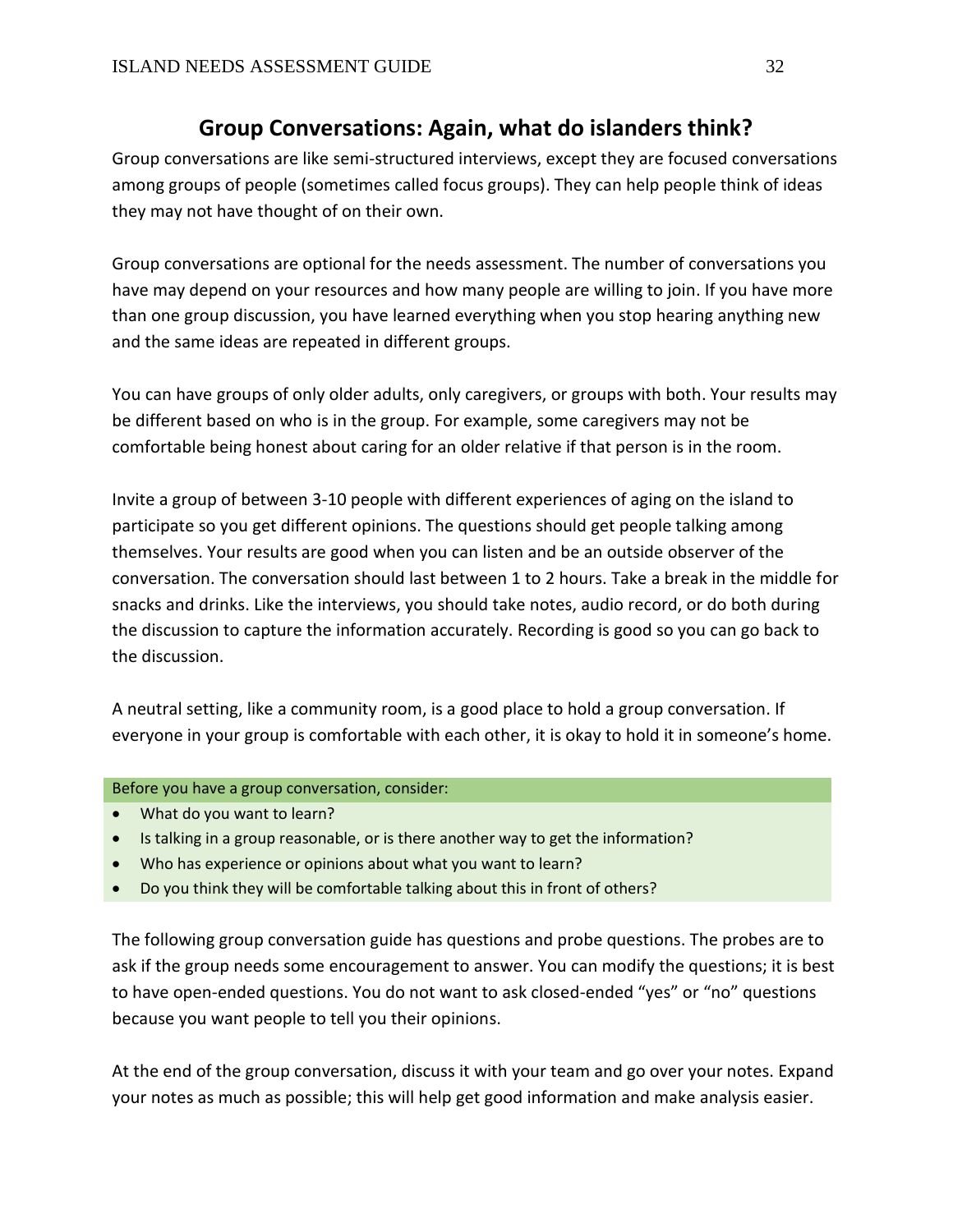## Group Conversations: Again, what do islanders think?

Group conversations are like semi-structured interviews, except they are focused conversations among groups of people (sometimes called focus groups). They can help people think of ideas they may not have thought of on their own.

Group conversations are optional for the needs assessment. The number of conversations you have may depend on your resources and how many people are willing to join. If you have more than one group discussion, you have learned everything when you stop hearing anything new and the same ideas are repeated in different groups.

You can have groups of only older adults, only caregivers, or groups with both. Your results may be different based on who is in the group. For example, some caregivers may not be comfortable being honest about caring for an older relative if that person is in the room.

Invite a group of between 3-10 people with different experiences of aging on the island to participate so you get different opinions. The questions should get people talking among themselves. Your results are good when you can listen and be an outside observer of the conversation. The conversation should last between 1 to 2 hours. Take a break in the middle for snacks and drinks. Like the interviews, you should take notes, audio record, or do both during the discussion to capture the information accurately. Recording is good so you can go back to the discussion.

A neutral setting, like a community room, is a good place to hold a group conversation. If everyone in your group is comfortable with each other, it is okay to hold it in someone's home.

| Before you have a group conversation, consider: |
|---|
| • What do you want to learn?<br>• Is talking in a group reasonable, or is there another way to get the information?<br>• Who has experience or opinions about what you want to learn?<br>• Do you think they will be comfortable talking about this in front of others? |

The following group conversation guide has questions and probe questions. The probes are to ask if the group needs some encouragement to answer. You can modify the questions; it is best to have open-ended questions. You do not want to ask closed-ended "yes" or "no" questions because you want people to tell you their opinions.

At the end of the group conversation, discuss it with your team and go over your notes. Expand your notes as much as possible; this will help get good information and make analysis easier.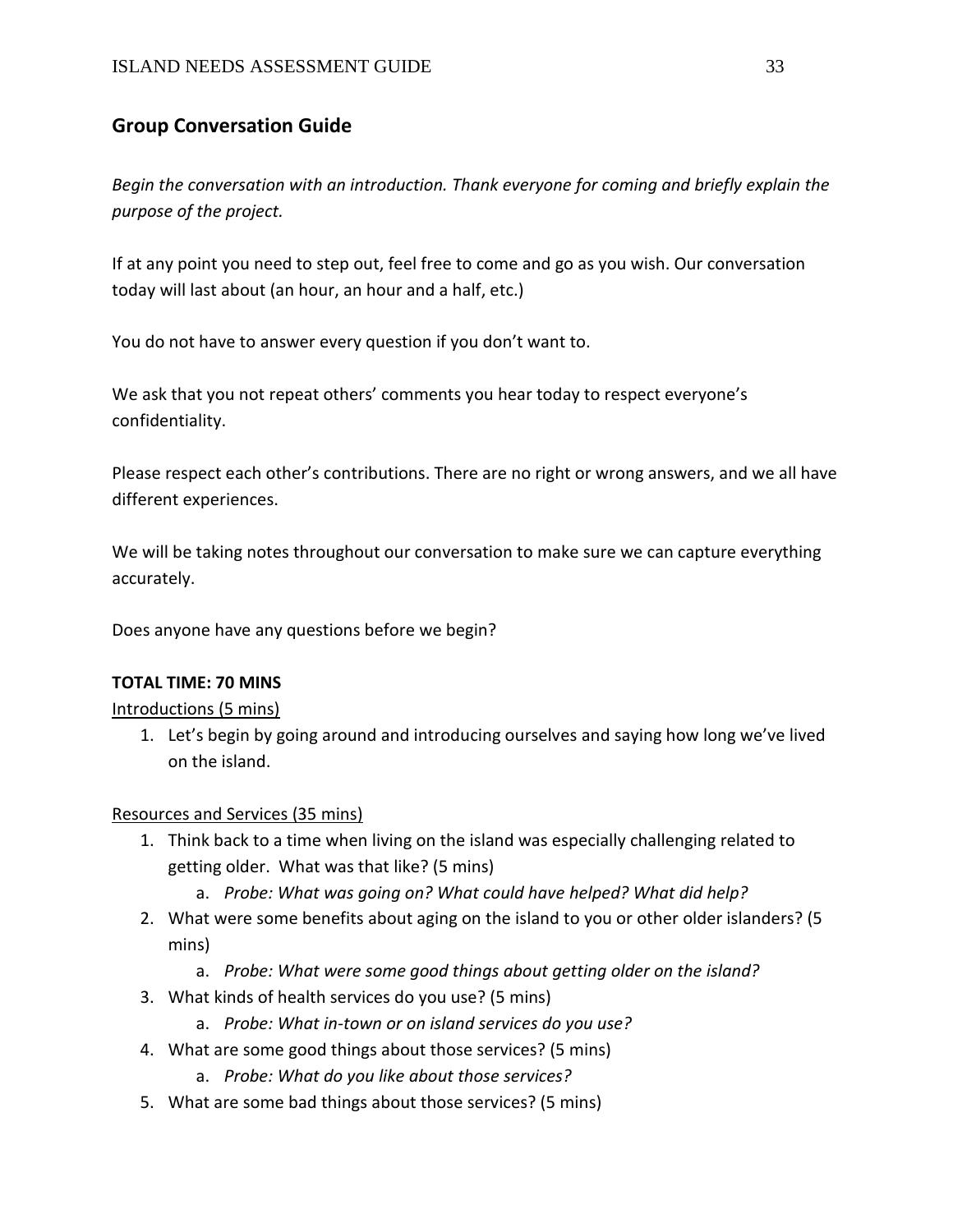## Group Conversation Guide

*Begin the conversation with an introduction. Thank everyone for coming and briefly explain the purpose of the project.*

If at any point you need to step out, feel free to come and go as you wish. Our conversation today will last about (an hour, an hour and a half, etc.)

You do not have to answer every question if you don't want to.

We ask that you not repeat others' comments you hear today to respect everyone's confidentiality.

Please respect each other's contributions. There are no right or wrong answers, and we all have different experiences.

We will be taking notes throughout our conversation to make sure we can capture everything accurately.

Does anyone have any questions before we begin?

**TOTAL TIME: 70 MINS**

<u>Introductions (5 mins)</u>

1. Let's begin by going around and introducing ourselves and saying how long we've lived on the island.

<u>Resources and Services (35 mins)</u>

1. Think back to a time when living on the island was especially challenging related to getting older. What was that like? (5 mins)
   a. *Probe: What was going on? What could have helped? What did help?*
2. What were some benefits about aging on the island to you or other older islanders? (5 mins)
   a. *Probe: What were some good things about getting older on the island?*
3. What kinds of health services do you use? (5 mins)
   a. *Probe: What in-town or on island services do you use?*
4. What are some good things about those services? (5 mins)
   a. *Probe: What do you like about those services?*
5. What are some bad things about those services? (5 mins)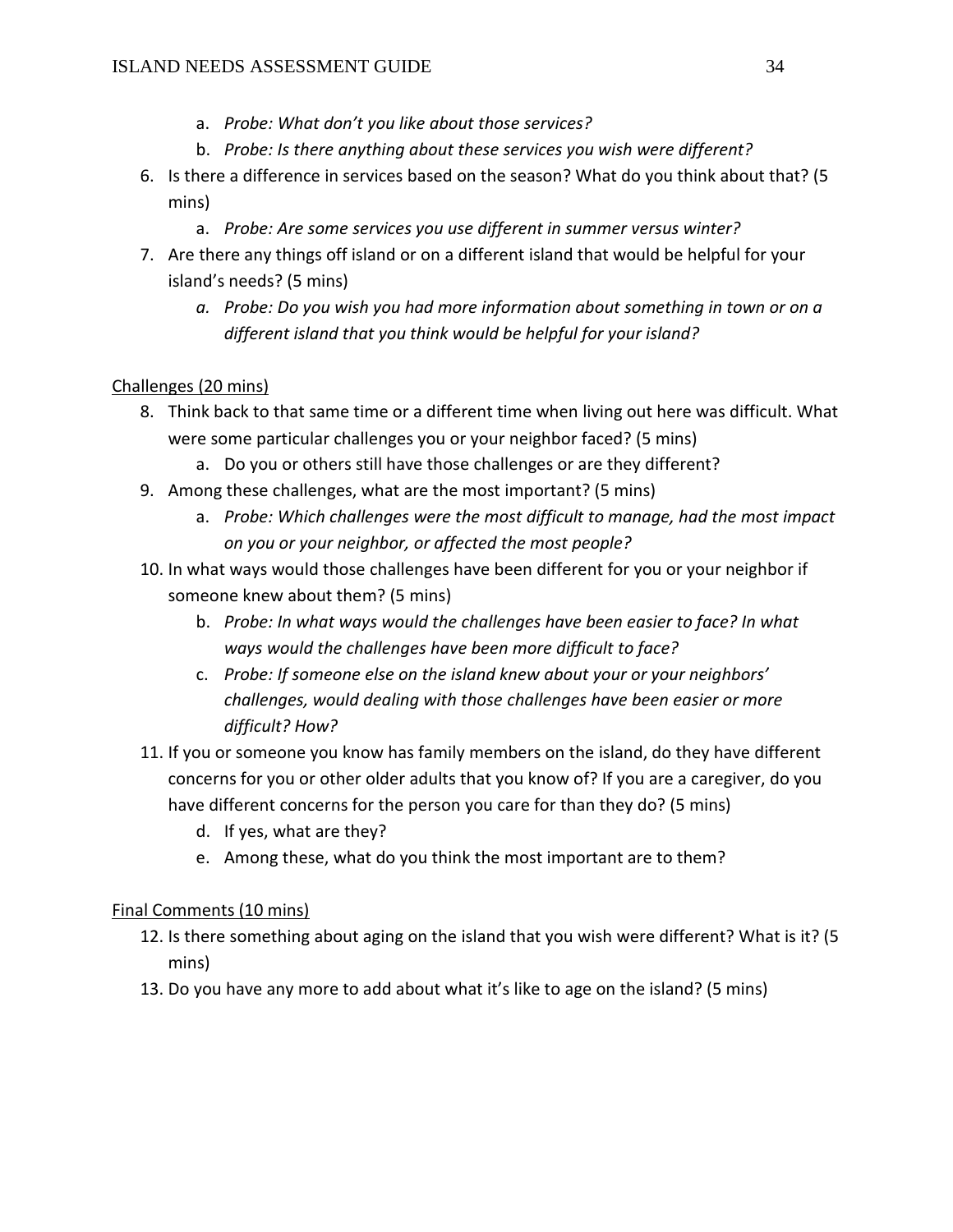a. *Probe: What don't you like about those services?*
   b. *Probe: Is there anything about these services you wish were different?*

6. Is there a difference in services based on the season? What do you think about that? (5 mins)
   a. *Probe: Are some services you use different in summer versus winter?*
7. Are there any things off island or on a different island that would be helpful for your island's needs? (5 mins)
   a. *Probe: Do you wish you had more information about something in town or on a different island that you think would be helpful for your island?*

<u>Challenges (20 mins)</u>

8. Think back to that same time or a different time when living out here was difficult. What were some particular challenges you or your neighbor faced? (5 mins)
   a. Do you or others still have those challenges or are they different?
9. Among these challenges, what are the most important? (5 mins)
   a. *Probe: Which challenges were the most difficult to manage, had the most impact on you or your neighbor, or affected the most people?*
10. In what ways would those challenges have been different for you or your neighbor if someone knew about them? (5 mins)
    b. *Probe: In what ways would the challenges have been easier to face? In what ways would the challenges have been more difficult to face?*
    c. *Probe: If someone else on the island knew about your or your neighbors' challenges, would dealing with those challenges have been easier or more difficult? How?*
11. If you or someone you know has family members on the island, do they have different concerns for you or other older adults that you know of? If you are a caregiver, do you have different concerns for the person you care for than they do? (5 mins)
    d. If yes, what are they?
    e. Among these, what do you think the most important are to them?

<u>Final Comments (10 mins)</u>

12. Is there something about aging on the island that you wish were different? What is it? (5 mins)
13. Do you have any more to add about what it's like to age on the island? (5 mins)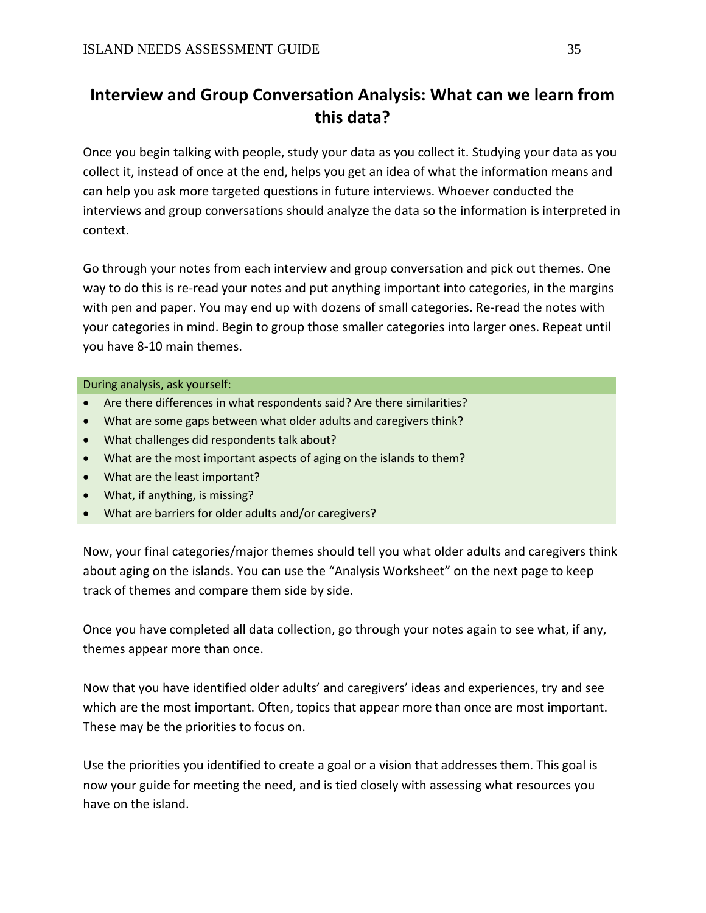## Interview and Group Conversation Analysis: What can we learn from this data?

Once you begin talking with people, study your data as you collect it. Studying your data as you collect it, instead of once at the end, helps you get an idea of what the information means and can help you ask more targeted questions in future interviews. Whoever conducted the interviews and group conversations should analyze the data so the information is interpreted in context.

Go through your notes from each interview and group conversation and pick out themes. One way to do this is re-read your notes and put anything important into categories, in the margins with pen and paper. You may end up with dozens of small categories. Re-read the notes with your categories in mind. Begin to group those smaller categories into larger ones. Repeat until you have 8-10 main themes.

During analysis, ask yourself:

- Are there differences in what respondents said? Are there similarities?
- What are some gaps between what older adults and caregivers think?
- What challenges did respondents talk about?
- What are the most important aspects of aging on the islands to them?
- What are the least important?
- What, if anything, is missing?
- What are barriers for older adults and/or caregivers?

Now, your final categories/major themes should tell you what older adults and caregivers think about aging on the islands. You can use the "Analysis Worksheet" on the next page to keep track of themes and compare them side by side.

Once you have completed all data collection, go through your notes again to see what, if any, themes appear more than once.

Now that you have identified older adults' and caregivers' ideas and experiences, try and see which are the most important. Often, topics that appear more than once are most important. These may be the priorities to focus on.

Use the priorities you identified to create a goal or a vision that addresses them. This goal is now your guide for meeting the need, and is tied closely with assessing what resources you have on the island.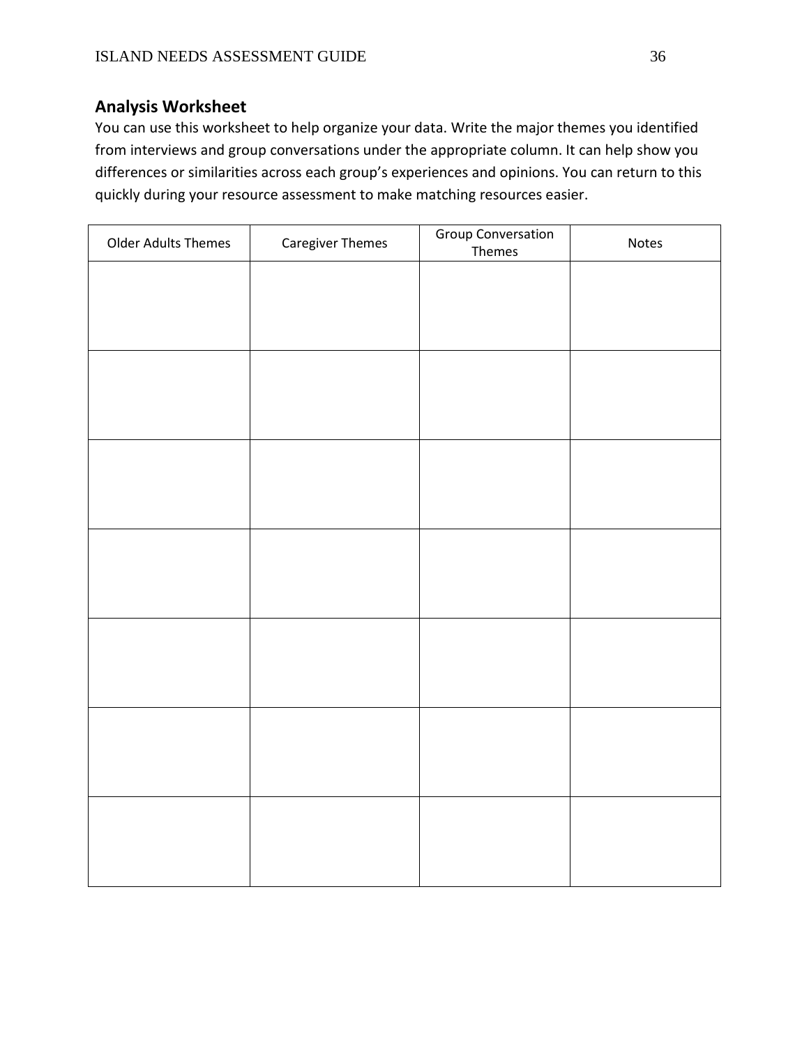## Analysis Worksheet

You can use this worksheet to help organize your data. Write the major themes you identified from interviews and group conversations under the appropriate column. It can help show you differences or similarities across each group's experiences and opinions. You can return to this quickly during your resource assessment to make matching resources easier.

| Older Adults Themes | Caregiver Themes | Group Conversation Themes | Notes |
|---|---|---|---|
| | | | |
| | | | |
| | | | |
| | | | |
| | | | |
| | | | |
| | | | |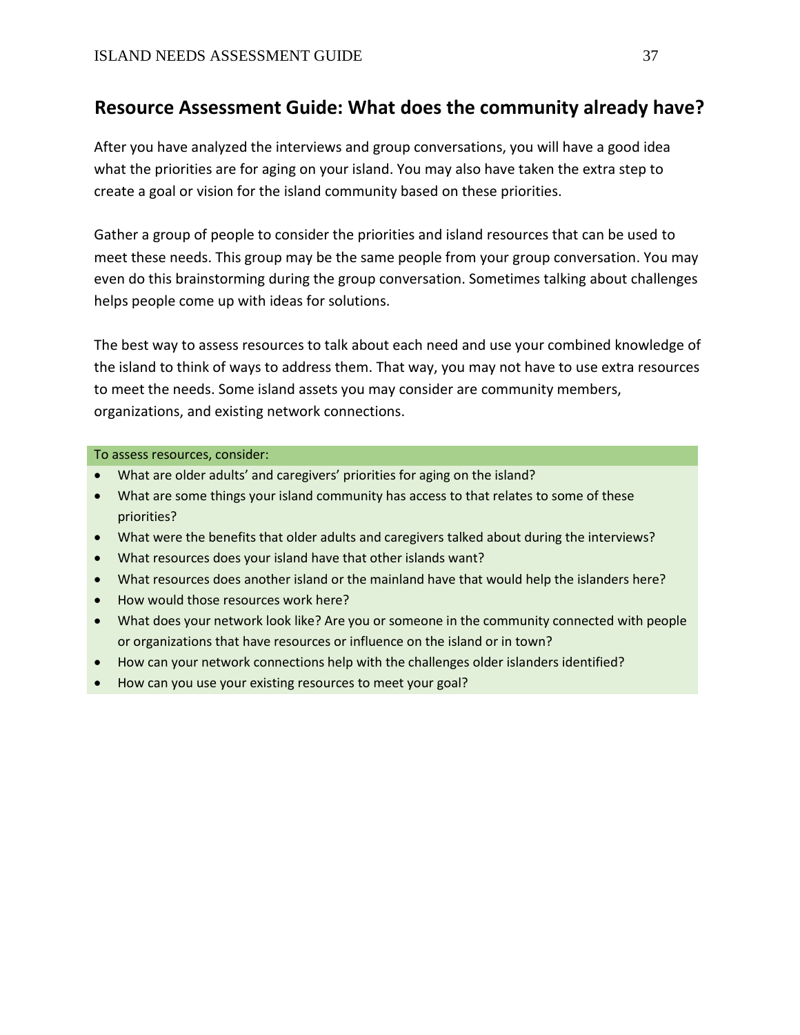## Resource Assessment Guide: What does the community already have?

After you have analyzed the interviews and group conversations, you will have a good idea what the priorities are for aging on your island. You may also have taken the extra step to create a goal or vision for the island community based on these priorities.

Gather a group of people to consider the priorities and island resources that can be used to meet these needs. This group may be the same people from your group conversation. You may even do this brainstorming during the group conversation. Sometimes talking about challenges helps people come up with ideas for solutions.

The best way to assess resources to talk about each need and use your combined knowledge of the island to think of ways to address them. That way, you may not have to use extra resources to meet the needs. Some island assets you may consider are community members, organizations, and existing network connections.

To assess resources, consider:

- What are older adults' and caregivers' priorities for aging on the island?
- What are some things your island community has access to that relates to some of these priorities?
- What were the benefits that older adults and caregivers talked about during the interviews?
- What resources does your island have that other islands want?
- What resources does another island or the mainland have that would help the islanders here?
- How would those resources work here?
- What does your network look like? Are you or someone in the community connected with people or organizations that have resources or influence on the island or in town?
- How can your network connections help with the challenges older islanders identified?
- How can you use your existing resources to meet your goal?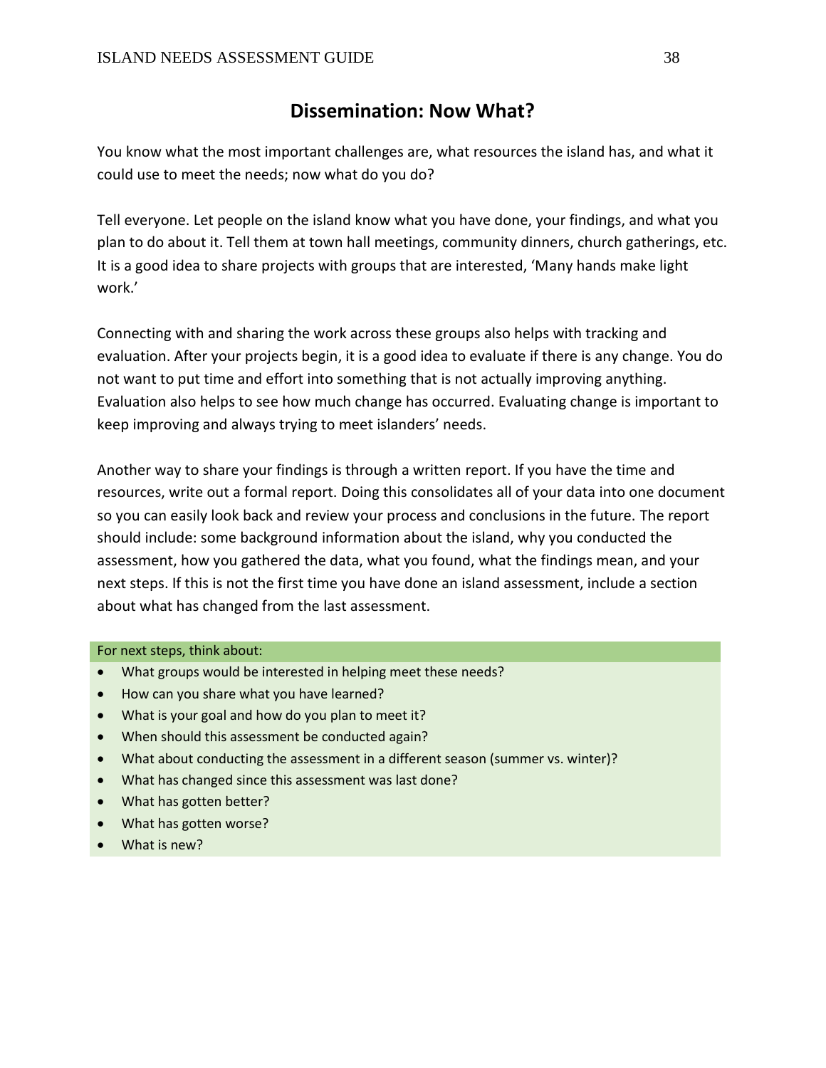## Dissemination: Now What?

You know what the most important challenges are, what resources the island has, and what it could use to meet the needs; now what do you do?

Tell everyone. Let people on the island know what you have done, your findings, and what you plan to do about it. Tell them at town hall meetings, community dinners, church gatherings, etc. It is a good idea to share projects with groups that are interested, 'Many hands make light work.'

Connecting with and sharing the work across these groups also helps with tracking and evaluation. After your projects begin, it is a good idea to evaluate if there is any change. You do not want to put time and effort into something that is not actually improving anything. Evaluation also helps to see how much change has occurred. Evaluating change is important to keep improving and always trying to meet islanders' needs.

Another way to share your findings is through a written report. If you have the time and resources, write out a formal report. Doing this consolidates all of your data into one document so you can easily look back and review your process and conclusions in the future. The report should include: some background information about the island, why you conducted the assessment, how you gathered the data, what you found, what the findings mean, and your next steps. If this is not the first time you have done an island assessment, include a section about what has changed from the last assessment.

For next steps, think about:

- What groups would be interested in helping meet these needs?
- How can you share what you have learned?
- What is your goal and how do you plan to meet it?
- When should this assessment be conducted again?
- What about conducting the assessment in a different season (summer vs. winter)?
- What has changed since this assessment was last done?
- What has gotten better?
- What has gotten worse?
- What is new?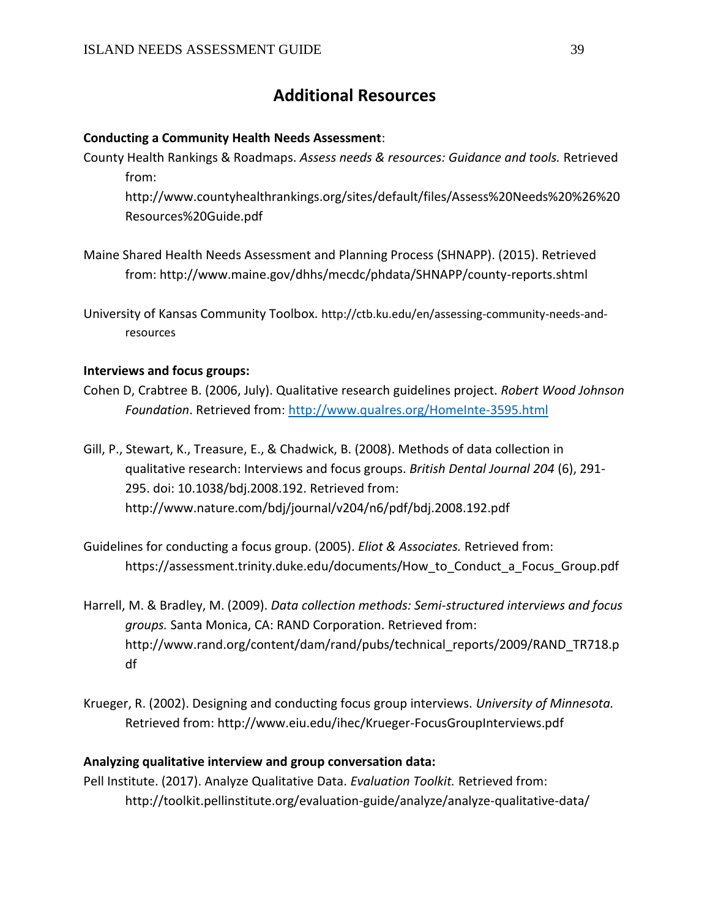## Additional Resources

**Conducting a Community Health Needs Assessment**:

County Health Rankings & Roadmaps. *Assess needs & resources: Guidance and tools.* Retrieved from: http://www.countyhealthrankings.org/sites/default/files/Assess%20Needs%20%26%20Resources%20Guide.pdf

Maine Shared Health Needs Assessment and Planning Process (SHNAPP). (2015). Retrieved from: http://www.maine.gov/dhhs/mecdc/phdata/SHNAPP/county-reports.shtml

University of Kansas Community Toolbox. http://ctb.ku.edu/en/assessing-community-needs-and-resources

**Interviews and focus groups:**

Cohen D, Crabtree B. (2006, July). Qualitative research guidelines project. *Robert Wood Johnson Foundation*. Retrieved from: [http://www.qualres.org/HomeInte-3595.html](http://www.qualres.org/HomeInte-3595.html)

Gill, P., Stewart, K., Treasure, E., & Chadwick, B. (2008). Methods of data collection in qualitative research: Interviews and focus groups. *British Dental Journal 204* (6), 291-295. doi: 10.1038/bdj.2008.192. Retrieved from: http://www.nature.com/bdj/journal/v204/n6/pdf/bdj.2008.192.pdf

Guidelines for conducting a focus group. (2005). *Eliot & Associates.* Retrieved from: https://assessment.trinity.duke.edu/documents/How_to_Conduct_a_Focus_Group.pdf

Harrell, M. & Bradley, M. (2009). *Data collection methods: Semi-structured interviews and focus groups.* Santa Monica, CA: RAND Corporation. Retrieved from: http://www.rand.org/content/dam/rand/pubs/technical_reports/2009/RAND_TR718.pdf

Krueger, R. (2002). Designing and conducting focus group interviews. *University of Minnesota.* Retrieved from: http://www.eiu.edu/ihec/Krueger-FocusGroupInterviews.pdf

**Analyzing qualitative interview and group conversation data:**

Pell Institute. (2017). Analyze Qualitative Data. *Evaluation Toolkit.* Retrieved from: http://toolkit.pellinstitute.org/evaluation-guide/analyze/analyze-qualitative-data/